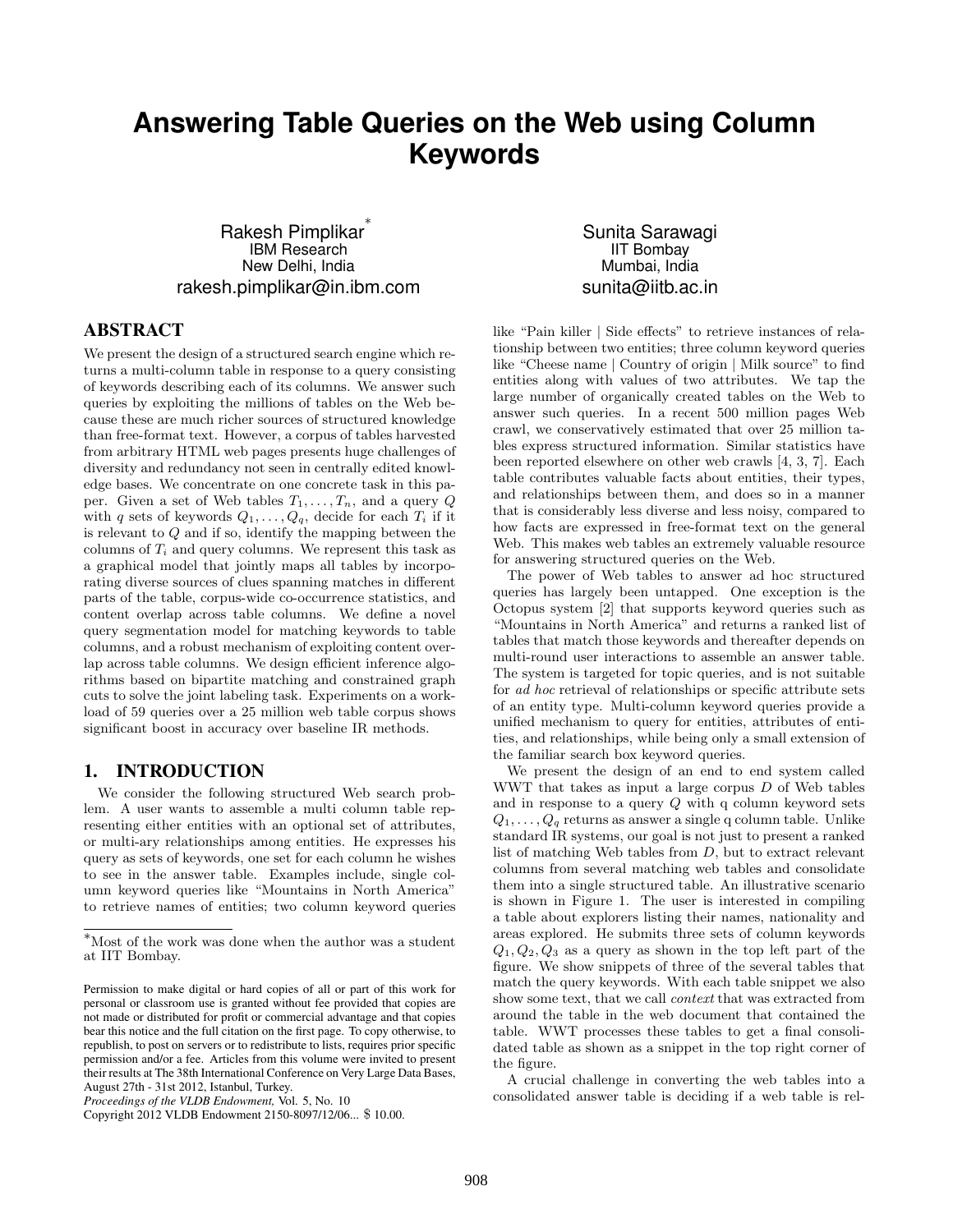# Answering Table Queries on the Web using Column Keywords

Rakesh Pimplikar[*]
IBM Research
New Delhi, India
rakesh.pimplikar@in.ibm.com

Sunita Sarawagi
IIT Bombay
Mumbai, India
sunita@iitb.ac.in

## ABSTRACT

We present the design of a structured search engine which returns a multi-column table in response to a query consisting of keywords describing each of its columns. We answer such queries by exploiting the millions of tables on the Web because these are much richer sources of structured knowledge than free-format text. However, a corpus of tables harvested from arbitrary HTML web pages presents huge challenges of diversity and redundancy not seen in centrally edited knowledge bases. We concentrate on one concrete task in this paper. Given a set of Web tables $T_1, \ldots, T_n$, and a query $Q$ with $q$ sets of keywords $Q_1, \ldots, Q_q$, decide for each $T_i$ if it is relevant to $Q$ and if so, identify the mapping between the columns of $T_i$ and query columns. We represent this task as a graphical model that jointly maps all tables by incorporating diverse sources of clues spanning matches in different parts of the table, corpus-wide co-occurrence statistics, and content overlap across table columns. We define a novel query segmentation model for matching keywords to table columns, and a robust mechanism of exploiting content overlap across table columns. We design efficient inference algorithms based on bipartite matching and constrained graph cuts to solve the joint labeling task. Experiments on a workload of 59 queries over a 25 million web table corpus shows significant boost in accuracy over baseline IR methods.

## 1. INTRODUCTION

We consider the following structured Web search problem. A user wants to assemble a multi column table representing either entities with an optional set of attributes, or multi-ary relationships among entities. He expresses his query as sets of keywords, one set for each column he wishes to see in the answer table. Examples include, single column keyword queries like "Mountains in North America" to retrieve names of entities; two column keyword queries like "Pain killer | Side effects" to retrieve instances of relationship between two entities; three column keyword queries like "Cheese name | Country of origin | Milk source" to find entities along with values of two attributes. We tap the large number of organically created tables on the Web to answer such queries. In a recent 500 million pages Web crawl, we conservatively estimated that over 25 million tables express structured information. Similar statistics have been reported elsewhere on other web crawls [4, 3, 7]. Each table contributes valuable facts about entities, their types, and relationships between them, and does so in a manner that is considerably less diverse and less noisy, compared to how facts are expressed in free-format text on the general Web. This makes web tables an extremely valuable resource for answering structured queries on the Web.

The power of Web tables to answer ad hoc structured queries has largely been untapped. One exception is the Octopus system [2] that supports keyword queries such as "Mountains in North America" and returns a ranked list of tables that match those keywords and thereafter depends on multi-round user interactions to assemble an answer table. The system is targeted for topic queries, and is not suitable for *ad hoc* retrieval of relationships or specific attribute sets of an entity type. Multi-column keyword queries provide a unified mechanism to query for entities, attributes of entities, and relationships, while being only a small extension of the familiar search box keyword queries.

We present the design of an end to end system called WWT that takes as input a large corpus $D$ of Web tables and in response to a query $Q$ with q column keyword sets $Q_1, \ldots, Q_q$ returns as answer a single q column table. Unlike standard IR systems, our goal is not just to present a ranked list of matching Web tables from $D$, but to extract relevant columns from several matching web tables and consolidate them into a single structured table. An illustrative scenario is shown in Figure 1. The user is interested in compiling a table about explorers listing their names, nationality and areas explored. He submits three sets of column keywords $Q_1, Q_2, Q_3$ as a query as shown in the top left part of the figure. We show snippets of three of the several tables that match the query keywords. With each table snippet we also show some text, that we call *context* that was extracted from around the table in the web document that contained the table. WWT processes these tables to get a final consolidated table as shown as a snippet in the top right corner of the figure.

A crucial challenge in converting the web tables into a consolidated answer table is deciding if a web table is rel-

---

[*]Most of the work was done when the author was a student at IIT Bombay.

Permission to make digital or hard copies of all or part of this work for personal or classroom use is granted without fee provided that copies are not made or distributed for profit or commercial advantage and that copies bear this notice and the full citation on the first page. To copy otherwise, to republish, to post on servers or to redistribute to lists, requires prior specific permission and/or a fee. Articles from this volume were invited to present their results at The 38th International Conference on Very Large Data Bases, August 27th - 31st 2012, Istanbul, Turkey.
*Proceedings of the VLDB Endowment,* Vol. 5, No. 10
Copyright 2012 VLDB Endowment 2150-8097/12/06... $ 10.00.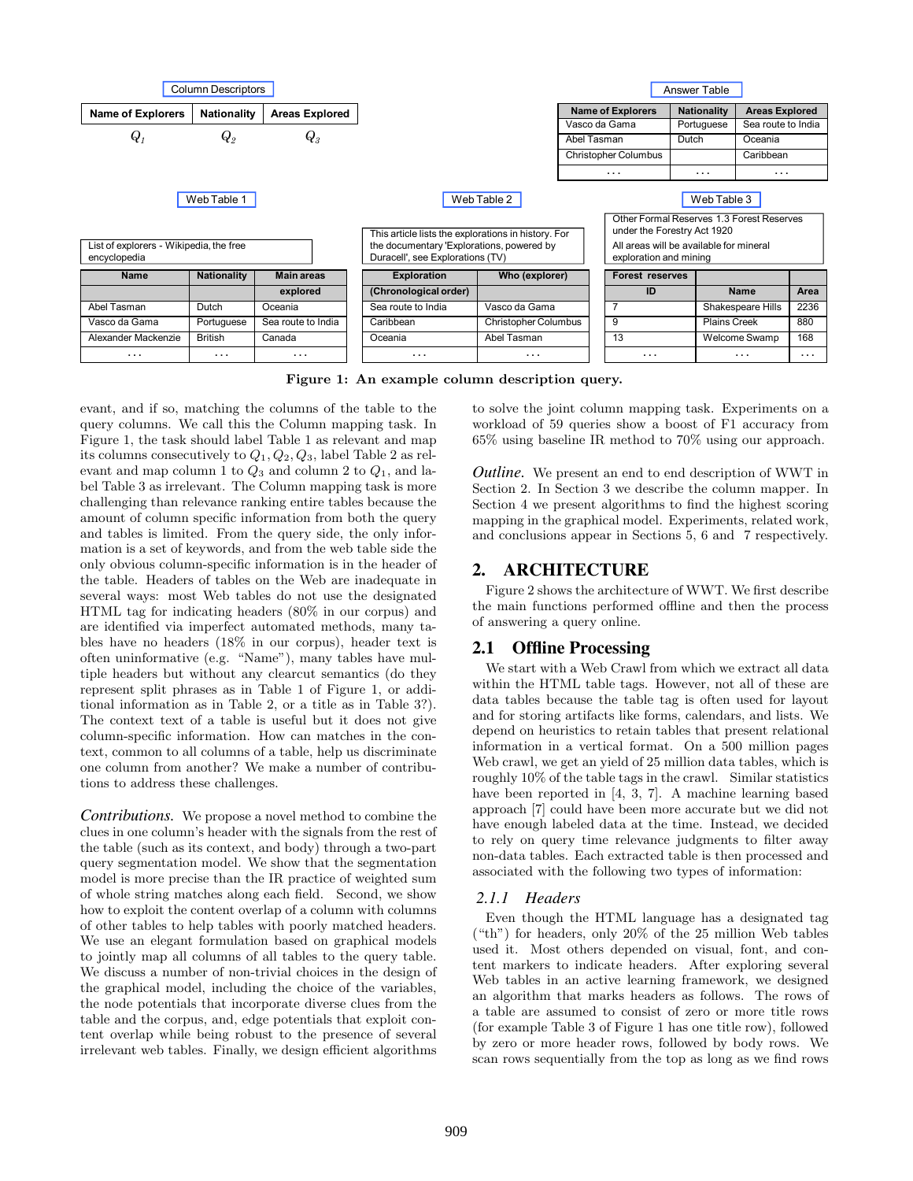**Column Descriptors**

| Name of Explorers | Nationality | Areas Explored |
|---|---|---|
| $Q_1$ | $Q_2$ | $Q_3$ |

**Answer Table**

| Name of Explorers | Nationality | Areas Explored |
|---|---|---|
| Vasco da Gama | Portuguese | Sea route to India |
| Abel Tasman | Dutch | Oceania |
| Christopher Columbus | | Caribbean |
| ... | ... | ... |

**Web Table 1**

List of explorers - Wikipedia, the free encyclopedia

| Name | Nationality | Main areas explored |
|---|---|---|
| Abel Tasman | Dutch | Oceania |
| Vasco da Gama | Portuguese | Sea route to India |
| Alexander Mackenzie | British | Canada |
| ... | ... | ... |

**Web Table 2**

This article lists the explorations in history. For the documentary 'Explorations, powered by Duracell', see Explorations (TV)

| Exploration (Chronological order) | Who (explorer) |
|---|---|
| Sea route to India | Vasco da Gama |
| Caribbean | Christopher Columbus |
| Oceania | Abel Tasman |
| ... | ... |

**Web Table 3**

Other Formal Reserves 1.3 Forest Reserves under the Forestry Act 1920
All areas will be available for mineral exploration and mining

| Forest reserves | | |
|---|---|---|
| ID | Name | Area |
| 7 | Shakespeare Hills | 2236 |
| 9 | Plains Creek | 880 |
| 13 | Welcome Swamp | 168 |
| ... | ... | ... |

**Figure 1: An example column description query.**

evant, and if so, matching the columns of the table to the query columns. We call this the Column mapping task. In Figure 1, the task should label Table 1 as relevant and map its columns consecutively to $Q_1, Q_2, Q_3$, label Table 2 as relevant and map column 1 to $Q_3$ and column 2 to $Q_1$, and label Table 3 as irrelevant. The Column mapping task is more challenging than relevance ranking entire tables because the amount of column specific information from both the query and tables is limited. From the query side, the only information is a set of keywords, and from the web table side the only obvious column-specific information is in the header of the table. Headers of tables on the Web are inadequate in several ways: most Web tables do not use the designated HTML tag for indicating headers (80% in our corpus) and are identified via imperfect automated methods, many tables have no headers (18% in our corpus), header text is often uninformative (e.g. "Name"), many tables have multiple headers but without any clearcut semantics (do they represent split phrases as in Table 1 of Figure 1, or additional information as in Table 2, or a title as in Table 3?). The context text of a table is useful but it does not give column-specific information. How can matches in the context, common to all columns of a table, help us discriminate one column from another? We make a number of contributions to address these challenges.

*Contributions.* We propose a novel method to combine the clues in one column's header with the signals from the rest of the table (such as its context, and body) through a two-part query segmentation model. We show that the segmentation model is more precise than the IR practice of weighted sum of whole string matches along each field. Second, we show how to exploit the content overlap of a column with columns of other tables to help tables with poorly matched headers. We use an elegant formulation based on graphical models to jointly map all columns of all tables to the query table. We discuss a number of non-trivial choices in the design of the graphical model, including the choice of the variables, the node potentials that incorporate diverse clues from the table and the corpus, and, edge potentials that exploit content overlap while being robust to the presence of several irrelevant web tables. Finally, we design efficient algorithms to solve the joint column mapping task. Experiments on a workload of 59 queries show a boost of F1 accuracy from 65% using baseline IR method to 70% using our approach.

*Outline.* We present an end to end description of WWT in Section 2. In Section 3 we describe the column mapper. In Section 4 we present algorithms to find the highest scoring mapping in the graphical model. Experiments, related work, and conclusions appear in Sections 5, 6 and 7 respectively.

## 2. ARCHITECTURE

Figure 2 shows the architecture of WWT. We first describe the main functions performed offline and then the process of answering a query online.

### 2.1 Offline Processing

We start with a Web Crawl from which we extract all data within the HTML table tags. However, not all of these are data tables because the table tag is often used for layout and for storing artifacts like forms, calendars, and lists. We depend on heuristics to retain tables that present relational information in a vertical format. On a 500 million pages Web crawl, we get an yield of 25 million data tables, which is roughly 10% of the table tags in the crawl. Similar statistics have been reported in [4, 3, 7]. A machine learning based approach [7] could have been more accurate but we did not have enough labeled data at the time. Instead, we decided to rely on query time relevance judgments to filter away non-data tables. Each extracted table is then processed and associated with the following two types of information:

#### 2.1.1 Headers

Even though the HTML language has a designated tag ("th") for headers, only 20% of the 25 million Web tables used it. Most others depended on visual, font, and content markers to indicate headers. After exploring several Web tables in an active learning framework, we designed an algorithm that marks headers as follows. The rows of a table are assumed to consist of zero or more title rows (for example Table 3 of Figure 1 has one title row), followed by zero or more header rows, followed by body rows. We scan rows sequentially from the top as long as we find rows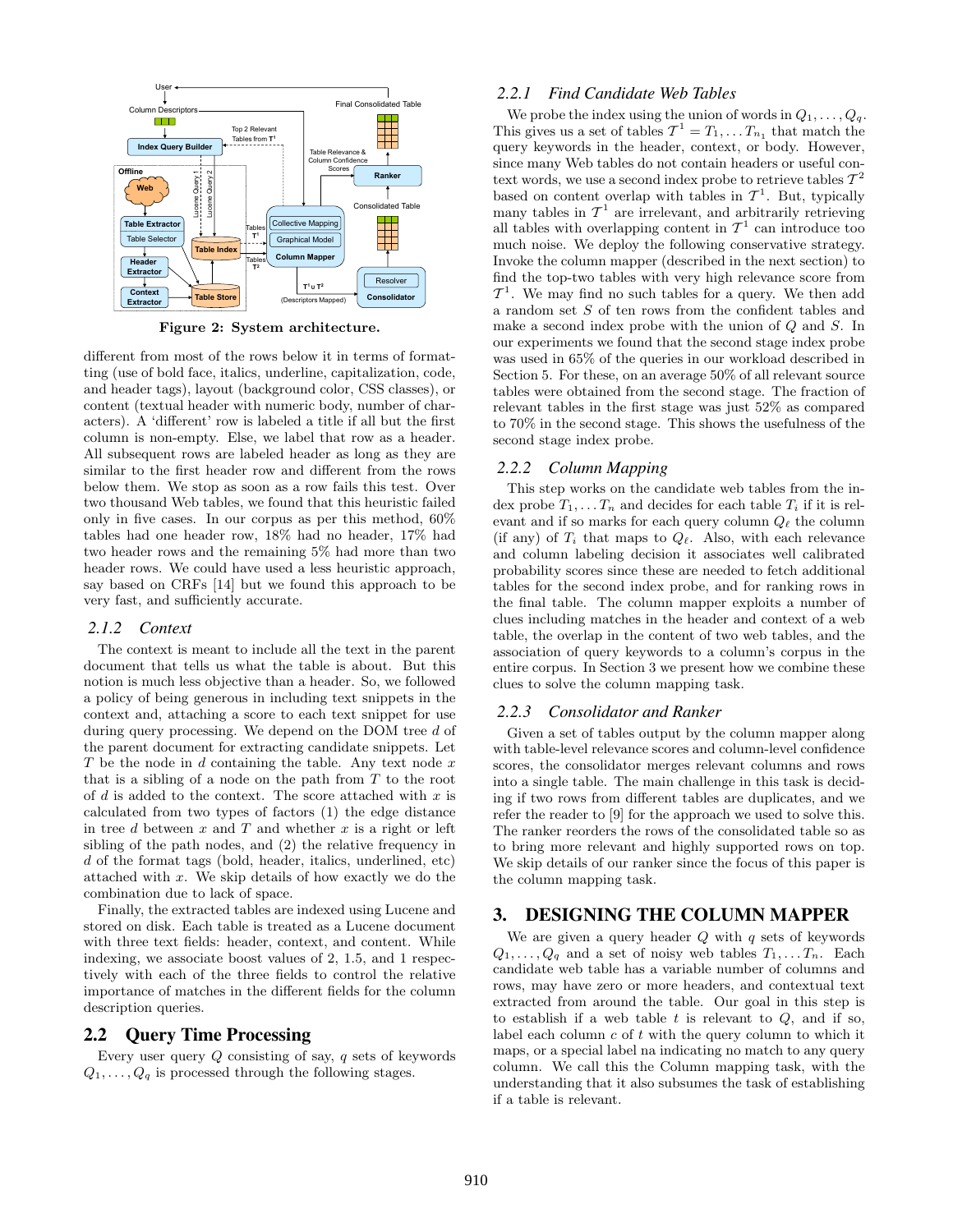Figure 2: System architecture.

different from most of the rows below it in terms of formatting (use of bold face, italics, underline, capitalization, code, and header tags), layout (background color, CSS classes), or content (textual header with numeric body, number of characters). A 'different' row is labeled a title if all but the first column is non-empty. Else, we label that row as a header. All subsequent rows are labeled header as long as they are similar to the first header row and different from the rows below them. We stop as soon as a row fails this test. Over two thousand Web tables, we found that this heuristic failed only in five cases. In our corpus as per this method, 60% tables had one header row, 18% had no header, 17% had two header rows and the remaining 5% had more than two header rows. We could have used a less heuristic approach, say based on CRFs [14] but we found this approach to be very fast, and sufficiently accurate.

### 2.1.2 Context

The context is meant to include all the text in the parent document that tells us what the table is about. But this notion is much less objective than a header. So, we followed a policy of being generous in including text snippets in the context and, attaching a score to each text snippet for use during query processing. We depend on the DOM tree $d$ of the parent document for extracting candidate snippets. Let $T$ be the node in $d$ containing the table. Any text node $x$ that is a sibling of a node on the path from $T$ to the root of $d$ is added to the context. The score attached with $x$ is calculated from two types of factors (1) the edge distance in tree $d$ between $x$ and $T$ and whether $x$ is a right or left sibling of the path nodes, and (2) the relative frequency in $d$ of the format tags (bold, header, italics, underlined, etc) attached with $x$. We skip details of how exactly we do the combination due to lack of space.

Finally, the extracted tables are indexed using Lucene and stored on disk. Each table is treated as a Lucene document with three text fields: header, context, and content. While indexing, we associate boost values of 2, 1.5, and 1 respectively with each of the three fields to control the relative importance of matches in the different fields for the column description queries.

## 2.2 Query Time Processing

Every user query $Q$ consisting of say, $q$ sets of keywords $Q_1, \ldots, Q_q$ is processed through the following stages.

### 2.2.1 Find Candidate Web Tables

We probe the index using the union of words in $Q_1, \ldots, Q_q$. This gives us a set of tables $\mathcal{T}^1 = T_1, \ldots T_{n_1}$ that match the query keywords in the header, context, or body. However, since many Web tables do not contain headers or useful context words, we use a second index probe to retrieve tables $\mathcal{T}^2$ based on content overlap with tables in $\mathcal{T}^1$. But, typically many tables in $\mathcal{T}^1$ are irrelevant, and arbitrarily retrieving all tables with overlapping content in $\mathcal{T}^1$ can introduce too much noise. We deploy the following conservative strategy. Invoke the column mapper (described in the next section) to find the top-two tables with very high relevance score from $\mathcal{T}^1$. We may find no such tables for a query. We then add a random set $S$ of ten rows from the confident tables and make a second index probe with the union of $Q$ and $S$. In our experiments we found that the second stage index probe was used in 65% of the queries in our workload described in Section 5. For these, on an average 50% of all relevant source tables were obtained from the second stage. The fraction of relevant tables in the first stage was just 52% as compared to 70% in the second stage. This shows the usefulness of the second stage index probe.

### 2.2.2 Column Mapping

This step works on the candidate web tables from the index probe $T_1, \ldots T_n$ and decides for each table $T_i$ if it is relevant and if so marks for each query column $Q_\ell$ the column (if any) of $T_i$ that maps to $Q_\ell$. Also, with each relevance and column labeling decision it associates well calibrated probability scores since these are needed to fetch additional tables for the second index probe, and for ranking rows in the final table. The column mapper exploits a number of clues including matches in the header and context of a web table, the overlap in the content of two web tables, and the association of query keywords to a column's corpus in the entire corpus. In Section 3 we present how we combine these clues to solve the column mapping task.

### 2.2.3 Consolidator and Ranker

Given a set of tables output by the column mapper along with table-level relevance scores and column-level confidence scores, the consolidator merges relevant columns and rows into a single table. The main challenge in this task is deciding if two rows from different tables are duplicates, and we refer the reader to [9] for the approach we used to solve this. The ranker reorders the rows of the consolidated table so as to bring more relevant and highly supported rows on top. We skip details of our ranker since the focus of this paper is the column mapping task.

# 3. DESIGNING THE COLUMN MAPPER

We are given a query header $Q$ with $q$ sets of keywords $Q_1, \ldots, Q_q$ and a set of noisy web tables $T_1, \ldots T_n$. Each candidate web table has a variable number of columns and rows, may have zero or more headers, and contextual text extracted from around the table. Our goal in this step is to establish if a web table $t$ is relevant to $Q$, and if so, label each column $c$ of $t$ with the query column to which it maps, or a special label na indicating no match to any query column. We call this the Column mapping task, with the understanding that it also subsumes the task of establishing if a table is relevant.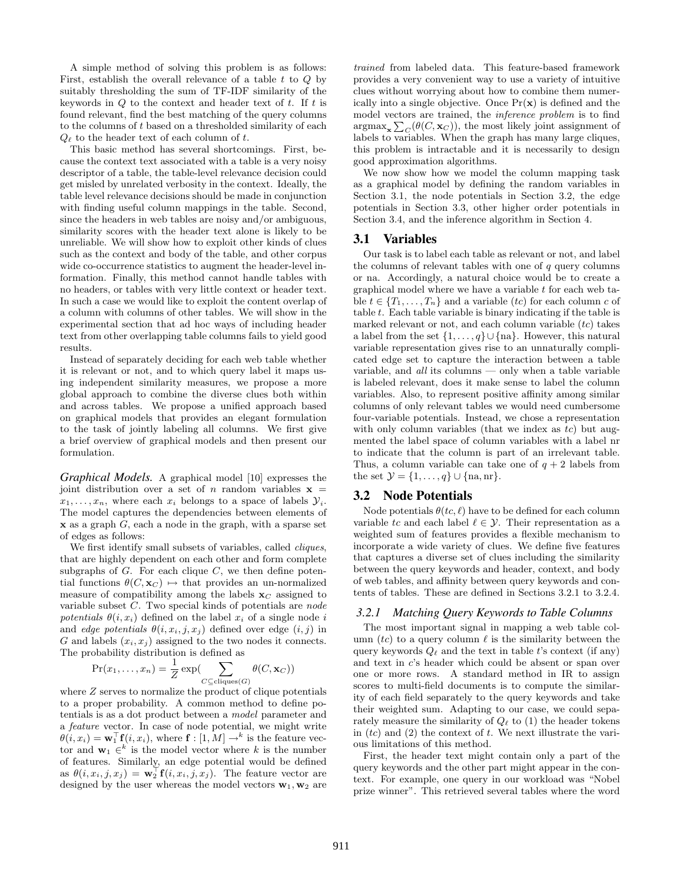A simple method of solving this problem is as follows: First, establish the overall relevance of a table $t$ to $Q$ by suitably thresholding the sum of TF-IDF similarity of the keywords in $Q$ to the context and header text of $t$. If $t$ is found relevant, find the best matching of the query columns to the columns of $t$ based on a thresholded similarity of each $Q_\ell$ to the header text of each column of $t$.

This basic method has several shortcomings. First, because the context text associated with a table is a very noisy descriptor of a table, the table-level relevance decision could get misled by unrelated verbosity in the context. Ideally, the table level relevance decisions should be made in conjunction with finding useful column mappings in the table. Second, since the headers in web tables are noisy and/or ambiguous, similarity scores with the header text alone is likely to be unreliable. We will show how to exploit other kinds of clues such as the context and body of the table, and other corpus wide co-occurrence statistics to augment the header-level information. Finally, this method cannot handle tables with no headers, or tables with very little context or header text. In such a case we would like to exploit the content overlap of a column with columns of other tables. We will show in the experimental section that ad hoc ways of including header text from other overlapping table columns fails to yield good results.

Instead of separately deciding for each web table whether it is relevant or not, and to which query label it maps using independent similarity measures, we propose a more global approach to combine the diverse clues both within and across tables. We propose a unified approach based on graphical models that provides an elegant formulation to the task of jointly labeling all columns. We first give a brief overview of graphical models and then present our formulation.

***Graphical Models.*** A graphical model [10] expresses the joint distribution over a set of $n$ random variables $\mathbf{x} = x_1, \ldots, x_n$, where each $x_i$ belongs to a space of labels $\mathcal{Y}_i$. The model captures the dependencies between elements of $\mathbf{x}$ as a graph $G$, each a node in the graph, with a sparse set of edges as follows:

We first identify small subsets of variables, called *cliques*, that are highly dependent on each other and form complete subgraphs of $G$. For each clique $C$, we then define potential functions $\theta(C, \mathbf{x}_C) \mapsto$ that provides an un-normalized measure of compatibility among the labels $\mathbf{x}_C$ assigned to variable subset $C$. Two special kinds of potentials are *node potentials* $\theta(i, x_i)$ defined on the label $x_i$ of a single node $i$ and *edge potentials* $\theta(i, x_i, j, x_j)$ defined over edge $(i, j)$ in $G$ and labels $(x_i, x_j)$ assigned to the two nodes it connects. The probability distribution is defined as

$$\Pr(x_1, \ldots, x_n) = \frac{1}{Z} \exp\Big(\sum_{C \subseteq \text{cliques}(G)} \theta(C, \mathbf{x}_C)\Big)$$

where $Z$ serves to normalize the product of clique potentials to a proper probability. A common method to define potentials is as a dot product between a *model* parameter and a *feature* vector. In case of node potential, we might write $\theta(i, x_i) = \mathbf{w}_1^\top \mathbf{f}(i, x_i)$, where $\mathbf{f} : [1, M] \rightarrow^k$ is the feature vector and $\mathbf{w}_1 \in^k$ is the model vector where $k$ is the number of features. Similarly, an edge potential would be defined as $\theta(i, x_i, j, x_j) = \mathbf{w}_2^\top \mathbf{f}(i, x_i, j, x_j)$. The feature vector are designed by the user whereas the model vectors $\mathbf{w}_1, \mathbf{w}_2$ are *trained* from labeled data. This feature-based framework provides a very convenient way to use a variety of intuitive clues without worrying about how to combine them numerically into a single objective. Once $\Pr(\mathbf{x})$ is defined and the model vectors are trained, the *inference problem* is to find $\text{argmax}_{\mathbf{x}} \sum_C (\theta(C, \mathbf{x}_C))$, the most likely joint assignment of labels to variables. When the graph has many large cliques, this problem is intractable and it is necessarily to design good approximation algorithms.

We now show how we model the column mapping task as a graphical model by defining the random variables in Section 3.1, the node potentials in Section 3.2, the edge potentials in Section 3.3, other higher order potentials in Section 3.4, and the inference algorithm in Section 4.

## 3.1 Variables

Our task is to label each table as relevant or not, and label the columns of relevant tables with one of $q$ query columns or na. Accordingly, a natural choice would be to create a graphical model where we have a variable $t$ for each web table $t \in \{T_1, \ldots, T_n\}$ and a variable $(tc)$ for each column $c$ of table $t$. Each table variable is binary indicating if the table is marked relevant or not, and each column variable $(tc)$ takes a label from the set $\{1, \ldots, q\} \cup \{\text{na}\}$. However, this natural variable representation gives rise to an unnaturally complicated edge set to capture the interaction between a table variable, and *all* its columns — only when a table variable is labeled relevant, does it make sense to label the column variables. Also, to represent positive affinity among similar columns of only relevant tables we would need cumbersome four-variable potentials. Instead, we chose a representation with only column variables (that we index as $tc$) but augmented the label space of column variables with a label nr to indicate that the column is part of an irrelevant table. Thus, a column variable can take one of $q + 2$ labels from the set $\mathcal{Y} = \{1, \ldots, q\} \cup \{\text{na}, \text{nr}\}$.

## 3.2 Node Potentials

Node potentials $\theta(tc, \ell)$ have to be defined for each column variable $tc$ and each label $\ell \in \mathcal{Y}$. Their representation as a weighted sum of features provides a flexible mechanism to incorporate a wide variety of clues. We define five features that captures a diverse set of clues including the similarity between the query keywords and header, context, and body of web tables, and affinity between query keywords and contents of tables. These are defined in Sections 3.2.1 to 3.2.4.

### *3.2.1 Matching Query Keywords to Table Columns*

The most important signal in mapping a web table column $(tc)$ to a query column $\ell$ is the similarity between the query keywords $Q_\ell$ and the text in table $t$'s context (if any) and text in $c$'s header which could be absent or span over one or more rows. A standard method in IR to assign scores to multi-field documents is to compute the similarity of each field separately to the query keywords and take their weighted sum. Adapting to our case, we could separately measure the similarity of $Q_\ell$ to (1) the header tokens in $(tc)$ and (2) the context of $t$. We next illustrate the various limitations of this method.

First, the header text might contain only a part of the query keywords and the other part might appear in the context. For example, one query in our workload was "Nobel prize winner". This retrieved several tables where the word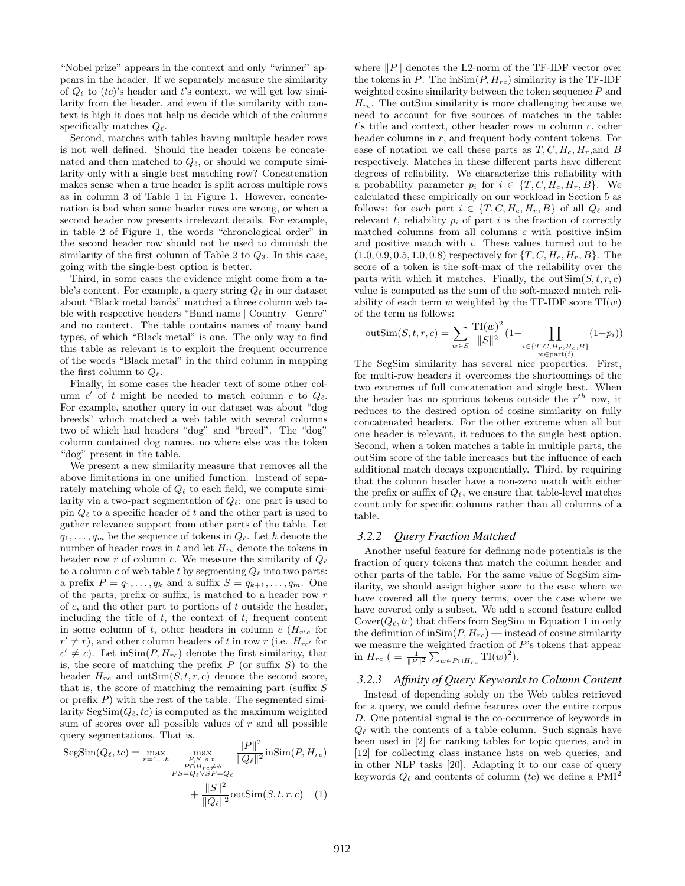"Nobel prize" appears in the context and only "winner" appears in the header. If we separately measure the similarity of $Q_\ell$ to $(tc)$'s header and $t$'s context, we will get low similarity from the header, and even if the similarity with context is high it does not help us decide which of the columns specifically matches $Q_\ell$.

Second, matches with tables having multiple header rows is not well defined. Should the header tokens be concatenated and then matched to $Q_\ell$, or should we compute similarity only with a single best matching row? Concatenation makes sense when a true header is split across multiple rows as in column 3 of Table 1 in Figure 1. However, concatenation is bad when some header rows are wrong, or when a second header row presents irrelevant details. For example, in table 2 of Figure 1, the words "chronological order" in the second header row should not be used to diminish the similarity of the first column of Table 2 to $Q_3$. In this case, going with the single-best option is better.

Third, in some cases the evidence might come from a table's content. For example, a query string $Q_\ell$ in our dataset about "Black metal bands" matched a three column web table with respective headers "Band name | Country | Genre" and no context. The table contains names of many band types, of which "Black metal" is one. The only way to find this table as relevant is to exploit the frequent occurrence of the words "Black metal" in the third column in mapping the first column to $Q_\ell$.

Finally, in some cases the header text of some other column $c'$ of $t$ might be needed to match column $c$ to $Q_\ell$. For example, another query in our dataset was about "dog breeds" which matched a web table with several columns two of which had headers "dog" and "breed". The "dog" column contained dog names, no where else was the token "dog" present in the table.

We present a new similarity measure that removes all the above limitations in one unified function. Instead of separately matching whole of $Q_\ell$ to each field, we compute similarity via a two-part segmentation of $Q_\ell$: one part is used to pin $Q_\ell$ to a specific header of $t$ and the other part is used to gather relevance support from other parts of the table. Let $q_1, \ldots, q_m$ be the sequence of tokens in $Q_\ell$. Let $h$ denote the number of header rows in $t$ and let $H_{rc}$ denote the tokens in header row $r$ of column $c$. We measure the similarity of $Q_\ell$ to a column $c$ of web table $t$ by segmenting $Q_\ell$ into two parts: a prefix $P = q_1, \ldots, q_k$ and a suffix $S = q_{k+1}, \ldots, q_m$. One of the parts, prefix or suffix, is matched to a header row $r$ of $c$, and the other part to portions of $t$ outside the header, including the title of $t$, the context of $t$, frequent content in some column of $t$, other headers in column $c$ ($H_{r'c}$ for $r' \neq r$), and other column headers of $t$ in row $r$ (i.e. $H_{rc'}$ for $c' \neq c$). Let $\text{inSim}(P, H_{rc})$ denote the first similarity, that is, the score of matching the prefix $P$ (or suffix $S$) to the header $H_{rc}$ and $\text{outSim}(S, t, r, c)$ denote the second score, that is, the score of matching the remaining part (suffix $S$ or prefix $P$) with the rest of the table. The segmented similarity $\text{SegSim}(Q_\ell, tc)$ is computed as the maximum weighted sum of scores over all possible values of $r$ and all possible query segmentations. That is,

$$\text{SegSim}(Q_\ell, tc) = \max_{r=1\ldots h} \max_{\substack{P,S \ s.t. \\ P \cap H_{rc} \neq \phi \\ PS = Q_\ell \vee SP = Q_\ell}} \frac{\|P\|^2}{\|Q_\ell\|^2} \text{inSim}(P, H_{rc}) + \frac{\|S\|^2}{\|Q_\ell\|^2} \text{outSim}(S, t, r, c) \quad (1)$$

where $\|P\|$ denotes the L2-norm of the TF-IDF vector over the tokens in $P$. The $\text{inSim}(P, H_{rc})$ similarity is the TF-IDF weighted cosine similarity between the token sequence $P$ and $H_{rc}$. The outSim similarity is more challenging because we need to account for five sources of matches in the table: $t$'s title and context, other header rows in column $c$, other header columns in $r$, and frequent body content tokens. For ease of notation we call these parts as $T, C, H_c, H_r$, and $B$ respectively. Matches in these different parts have different degrees of reliability. We characterize this reliability with a probability parameter $p_i$ for $i \in \{T, C, H_c, H_r, B\}$. We calculated these empirically on our workload in Section 5 as follows: for each part $i \in \{T, C, H_c, H_r, B\}$ of all $Q_\ell$ and relevant $t$, reliability $p_i$ of part $i$ is the fraction of correctly matched columns from all columns $c$ with positive inSim and positive match with $i$. These values turned out to be $(1.0, 0.9, 0.5, 1.0, 0.8)$ respectively for $\{T, C, H_c, H_r, B\}$. The score of a token is the soft-max of the reliability over the parts with which it matches. Finally, the $\text{outSim}(S, t, r, c)$ value is computed as the sum of the soft-maxed match reliability of each term $w$ weighted by the TF-IDF score $\text{TI}(w)$ of the term as follows:

$$\text{outSim}(S, t, r, c) = \sum_{w \in S} \frac{\text{TI}(w)^2}{\|S\|^2} \Big(1 - \prod_{\substack{i \in \{T, C, H_r, H_c, B\} \\ w \in \text{part}(i)}} (1 - p_i)\Big)$$

The SegSim similarity has several nice properties. First, for multi-row headers it overcomes the shortcomings of the two extremes of full concatenation and single best. When the header has no spurious tokens outside the $r^{th}$ row, it reduces to the desired option of cosine similarity on fully concatenated headers. For the other extreme when all but one header is relevant, it reduces to the single best option. Second, when a token matches a table in multiple parts, the outSim score of the table increases but the influence of each additional match decays exponentially. Third, by requiring that the column header have a non-zero match with either the prefix or suffix of $Q_\ell$, we ensure that table-level matches count only for specific columns rather than all columns of a table.

### 3.2.2 Query Fraction Matched

Another useful feature for defining node potentials is the fraction of query tokens that match the column header and other parts of the table. For the same value of SegSim similarity, we should assign higher score to the case where we have covered all the query terms, over the case where we have covered only a subset. We add a second feature called $\text{Cover}(Q_\ell, tc)$ that differs from SegSim in Equation 1 in only the definition of $\text{inSim}(P, H_{rc})$ — instead of cosine similarity we measure the weighted fraction of $P$'s tokens that appear in $H_{rc}$ ( $= \frac{1}{\|P\|^2} \sum_{w \in P \cap H_{rc}} \text{TI}(w)^2$).

### 3.2.3 Affinity of Query Keywords to Column Content

Instead of depending solely on the Web tables retrieved for a query, we could define features over the entire corpus $D$. One potential signal is the co-occurrence of keywords in $Q_\ell$ with the contents of a table column. Such signals have been used in [2] for ranking tables for topic queries, and in [12] for collecting class instance lists on web queries, and in other NLP tasks [20]. Adapting it to our case of query keywords $Q_\ell$ and contents of column $(tc)$ we define a PMI[2]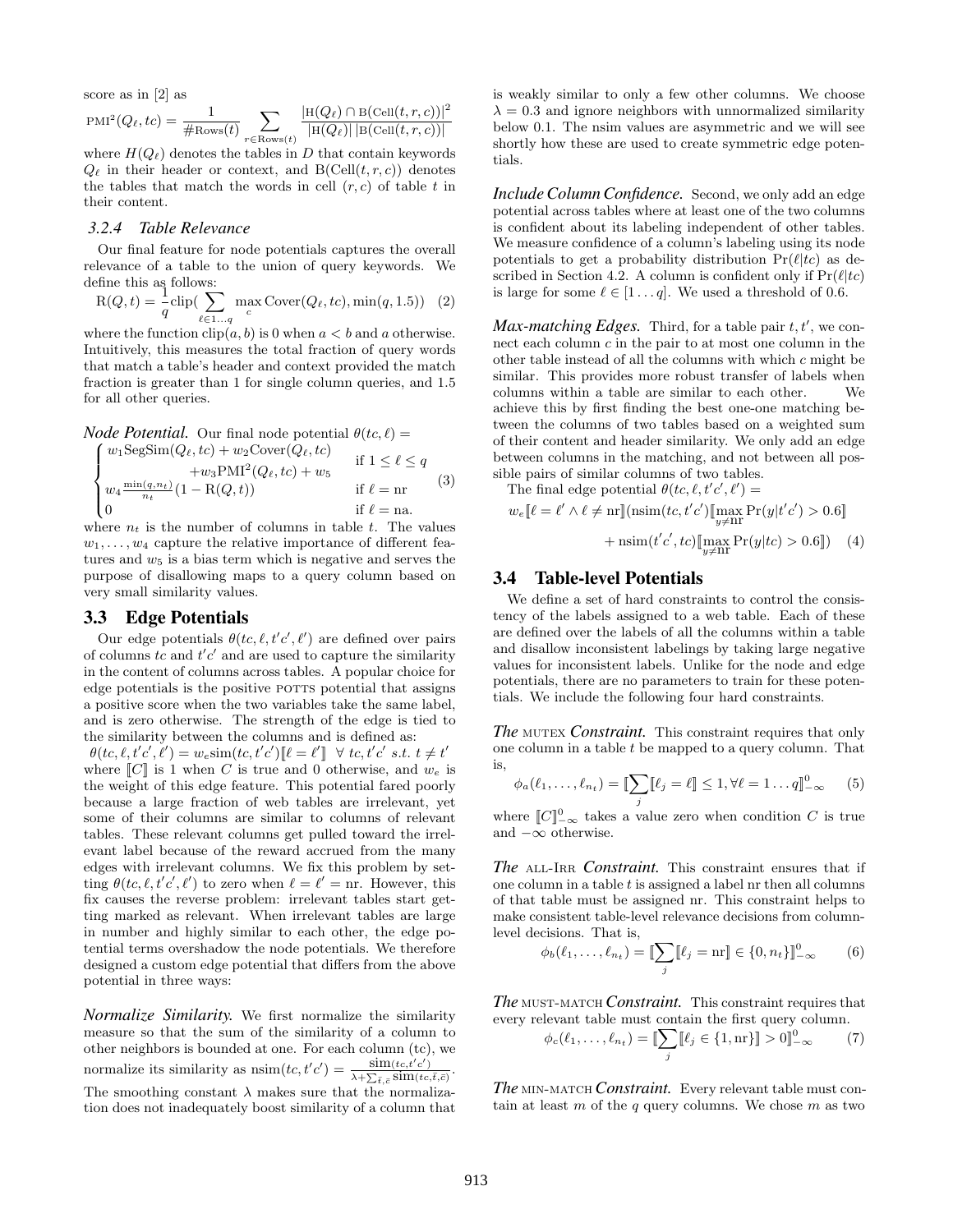score as in [2] as

$$\text{PMI}^2(Q_\ell, tc) = \frac{1}{\#\text{Rows}(t)} \sum_{r \in \text{Rows}(t)} \frac{|\text{H}(Q_\ell) \cap \text{B}(\text{Cell}(t,r,c))|^2}{|\text{H}(Q_\ell)|\,|\text{B}(\text{Cell}(t,r,c))|}$$

where $H(Q_\ell)$ denotes the tables in $D$ that contain keywords $Q_\ell$ in their header or context, and $\text{B}(\text{Cell}(t,r,c))$ denotes the tables that match the words in cell $(r,c)$ of table $t$ in their content.

### 3.2.4 Table Relevance

Our final feature for node potentials captures the overall relevance of a table to the union of query keywords. We define this as follows:

$$\text{R}(Q,t) = \frac{1}{q}\text{clip}(\sum_{\ell \in 1\ldots q} \max_c \text{Cover}(Q_\ell, tc), \min(q, 1.5)) \quad (2)$$

where the function clip$(a,b)$ is 0 when $a < b$ and $a$ otherwise. Intuitively, this measures the total fraction of query words that match a table's header and context provided the match fraction is greater than 1 for single column queries, and 1.5 for all other queries.

***Node Potential.*** Our final node potential $\theta(tc, \ell) =$

$$\begin{cases} w_1 \text{SegSim}(Q_\ell, tc) + w_2 \text{Cover}(Q_\ell, tc) & \\ \quad + w_3 \text{PMI}^2(Q_\ell, tc) + w_5 & \text{if } 1 \le \ell \le q \\ w_4 \frac{\min(q, n_t)}{n_t}(1 - \text{R}(Q,t)) & \text{if } \ell = \text{nr} \\ 0 & \text{if } \ell = \text{na}. \end{cases} \quad (3)$$

where $n_t$ is the number of columns in table $t$. The values $w_1, \ldots, w_4$ capture the relative importance of different features and $w_5$ is a bias term which is negative and serves the purpose of disallowing maps to a query column based on very small similarity values.

## 3.3 Edge Potentials

Our edge potentials $\theta(tc, \ell, t'c', \ell')$ are defined over pairs of columns $tc$ and $t'c'$ and are used to capture the similarity in the content of columns across tables. A popular choice for edge potentials is the positive POTTS potential that assigns a positive score when the two variables take the same label, and is zero otherwise. The strength of the edge is tied to the similarity between the columns and is defined as:

$\theta(tc, \ell, t'c', \ell') = w_e \text{sim}(tc, t'c')[\![\ell = \ell']\!] \;\; \forall\; tc, t'c' \; s.t. \; t \neq t'$

where $[\![C]\!]$ is 1 when $C$ is true and 0 otherwise, and $w_e$ is the weight of this edge feature. This potential fared poorly because a large fraction of web tables are irrelevant, yet some of their columns are similar to columns of relevant tables. These relevant columns get pulled toward the irrelevant label because of the reward accrued from the many edges with irrelevant columns. We fix this problem by setting $\theta(tc, \ell, t'c', \ell')$ to zero when $\ell = \ell' = \text{nr}$. However, this fix causes the reverse problem: irrelevant tables start getting marked as relevant. When irrelevant tables are large in number and highly similar to each other, the edge potential terms overshadow the node potentials. We therefore designed a custom edge potential that differs from the above potential in three ways:

***Normalize Similarity.*** We first normalize the similarity measure so that the sum of the similarity of a column to other neighbors is bounded at one. For each column (tc), we normalize its similarity as $\text{nsim}(tc, t'c') = \frac{\text{sim}(tc, t'c')}{\lambda + \sum_{\bar{t},\bar{c}} \text{sim}(tc, \bar{t}, \bar{c})}$. The smoothing constant $\lambda$ makes sure that the normalization does not inadequately boost similarity of a column that is weakly similar to only a few other columns. We choose $\lambda = 0.3$ and ignore neighbors with unnormalized similarity below 0.1. The nsim values are asymmetric and we will see shortly how these are used to create symmetric edge potentials.

***Include Column Confidence.*** Second, we only add an edge potential across tables where at least one of the two columns is confident about its labeling independent of other tables. We measure confidence of a column's labeling using its node potentials to get a probability distribution $\Pr(\ell|tc)$ as described in Section 4.2. A column is confident only if $\Pr(\ell|tc)$ is large for some $\ell \in [1 \ldots q]$. We used a threshold of 0.6.

***Max-matching Edges.*** Third, for a table pair $t, t'$, we connect each column $c$ in the pair to at most one column in the other table instead of all the columns with which $c$ might be similar. This provides more robust transfer of labels when columns within a table are similar to each other. We achieve this by first finding the best one-one matching between the columns of two tables based on a weighted sum of their content and header similarity. We only add an edge between columns in the matching, and not between all possible pairs of similar columns of two tables.

The final edge potential $\theta(tc, \ell, t'c', \ell') =$

$$w_e [\![\ell = \ell' \wedge \ell \neq \text{nr}]\!](\text{nsim}(tc, t'c')[\![\max_{y \neq \text{nr}} \Pr(y|t'c') > 0.6]\!]$$
$$+ \text{nsim}(t'c', tc)[\![\max_{y \neq \text{nr}} \Pr(y|tc) > 0.6]\!]) \quad (4)$$

## 3.4 Table-level Potentials

We define a set of hard constraints to control the consistency of the labels assigned to a web table. Each of these are defined over the labels of all the columns within a table and disallow inconsistent labelings by taking large negative values for inconsistent labels. Unlike for the node and edge potentials, there are no parameters to train for these potentials. We include the following four hard constraints.

***The*** MUTEX ***Constraint.*** This constraint requires that only one column in a table $t$ be mapped to a query column. That is,

$$\phi_a(\ell_1, \ldots, \ell_{n_t}) = [\![\sum_j [\![\ell_j = \ell]\!] \le 1, \forall \ell = 1 \ldots q]\!]^0_{-\infty} \quad (5)$$

where $[\![C]\!]^0_{-\infty}$ takes a value zero when condition $C$ is true and $-\infty$ otherwise.

***The*** ALL-IRR ***Constraint.*** This constraint ensures that if one column in a table $t$ is assigned a label nr then all columns of that table must be assigned nr. This constraint helps to make consistent table-level relevance decisions from column-level decisions. That is,

$$\phi_b(\ell_1, \ldots, \ell_{n_t}) = [\![\sum_j [\![\ell_j = \text{nr}]\!] \in \{0, n_t\}]\!]^0_{-\infty} \quad (6)$$

***The*** MUST-MATCH ***Constraint.*** This constraint requires that every relevant table must contain the first query column.

$$\phi_c(\ell_1, \ldots, \ell_{n_t}) = [\![\sum_j [\![\ell_j \in \{1, \text{nr}\}]\!] > 0]\!]^0_{-\infty} \quad (7)$$

***The*** MIN-MATCH ***Constraint.*** Every relevant table must contain at least $m$ of the $q$ query columns. We chose $m$ as two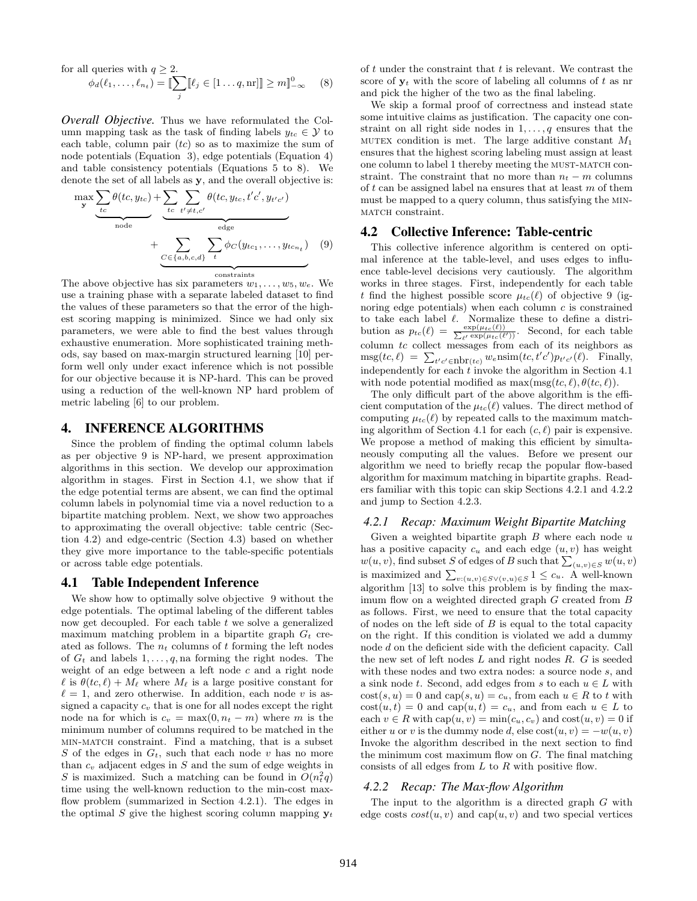for all queries with $q \geq 2$.

$$\phi_d(\ell_1, \ldots, \ell_{n_t}) = [\![\sum_j [\![\ell_j \in [1 \ldots q, \text{nr}]]\!] \geq m]\!]^0_{-\infty} \quad (8)$$

***Overall Objective.*** Thus we have reformulated the Column mapping task as the task of finding labels $y_{tc} \in \mathcal{Y}$ to each table, column pair $(tc)$ so as to maximize the sum of node potentials (Equation 3), edge potentials (Equation 4) and table consistency potentials (Equations 5 to 8). We denote the set of all labels as $\mathbf{y}$, and the overall objective is:

$$\max_{\mathbf{y}} \underbrace{\sum_{tc} \theta(tc, y_{tc})}_{\text{node}} + \underbrace{\sum_{tc} \sum_{t' \neq t, c'} \theta(tc, y_{tc}, t'c', y_{t'c'})}_{\text{edge}} + \underbrace{\sum_{C \in \{a,b,c,d\}} \sum_t \phi_C(y_{tc_1}, \ldots, y_{tc_{n_t}})}_{\text{constraints}} \quad (9)$$

The above objective has six parameters $w_1, \ldots, w_5, w_e$. We use a training phase with a separate labeled dataset to find the values of these parameters so that the error of the highest scoring mapping is minimized. Since we had only six parameters, we were able to find the best values through exhaustive enumeration. More sophisticated training methods, say based on max-margin structured learning [10] perform well only under exact inference which is not possible for our objective because it is NP-hard. This can be proved using a reduction of the well-known NP hard problem of metric labeling [6] to our problem.

## 4. INFERENCE ALGORITHMS

Since the problem of finding the optimal column labels as per objective 9 is NP-hard, we present approximation algorithms in this section. We develop our approximation algorithm in stages. First in Section 4.1, we show that if the edge potential terms are absent, we can find the optimal column labels in polynomial time via a novel reduction to a bipartite matching problem. Next, we show two approaches to approximating the overall objective: table centric (Section 4.2) and edge-centric (Section 4.3) based on whether they give more importance to the table-specific potentials or across table edge potentials.

### 4.1 Table Independent Inference

We show how to optimally solve objective 9 without the edge potentials. The optimal labeling of the different tables now get decoupled. For each table $t$ we solve a generalized maximum matching problem in a bipartite graph $G_t$ created as follows. The $n_t$ columns of $t$ forming the left nodes of $G_t$ and labels $1, \ldots, q$, na forming the right nodes. The weight of an edge between a left node $c$ and a right node $\ell$ is $\theta(tc, \ell) + M_\ell$ where $M_\ell$ is a large positive constant for $\ell = 1$, and zero otherwise. In addition, each node $v$ is assigned a capacity $c_v$ that is one for all nodes except the right node na for which is $c_v = \max(0, n_t - m)$ where $m$ is the minimum number of columns required to be matched in the MIN-MATCH constraint. Find a matching, that is a subset $S$ of the edges in $G_t$, such that each node $v$ has no more than $c_v$ adjacent edges in $S$ and the sum of edge weights in $S$ is maximized. Such a matching can be found in $O(n_t^2 q)$ time using the well-known reduction to the min-cost max-flow problem (summarized in Section 4.2.1). The edges in the optimal $S$ give the highest scoring column mapping $\mathbf{y}_t$ of $t$ under the constraint that $t$ is relevant. We contrast the score of $\mathbf{y}_t$ with the score of labeling all columns of $t$ as nr and pick the higher of the two as the final labeling.

We skip a formal proof of correctness and instead state some intuitive claims as justification. The capacity one constraint on all right side nodes in $1, \ldots, q$ ensures that the MUTEX condition is met. The large additive constant $M_1$ ensures that the highest scoring labeling must assign at least one column to label 1 thereby meeting the MUST-MATCH constraint. The constraint that no more than $n_t - m$ columns of $t$ can be assigned label na ensures that at least $m$ of them must be mapped to a query column, thus satisfying the MIN-MATCH constraint.

### 4.2 Collective Inference: Table-centric

This collective inference algorithm is centered on optimal inference at the table-level, and uses edges to influence table-level decisions very cautiously. The algorithm works in three stages. First, independently for each table $t$ find the highest possible score $\mu_{tc}(\ell)$ of objective 9 (ignoring edge potentials) when each column $c$ is constrained to take each label $\ell$. Normalize these to define a distribution as $p_{tc}(\ell) = \frac{\exp(\mu_{tc}(\ell))}{\sum_{\ell'} \exp(\mu_{tc}(\ell'))}$. Second, for each table column $tc$ collect messages from each of its neighbors as $\text{msg}(tc, \ell) = \sum_{t'c' \in \text{nbr}(tc)} w_e \text{nsim}(tc, t'c') p_{t'c'}(\ell)$. Finally, independently for each $t$ invoke the algorithm in Section 4.1 with node potential modified as $\max(\text{msg}(tc, \ell), \theta(tc, \ell))$.

The only difficult part of the above algorithm is the efficient computation of the $\mu_{tc}(\ell)$ values. The direct method of computing $\mu_{tc}(\ell)$ by repeated calls to the maximum matching algorithm of Section 4.1 for each $(c, \ell)$ pair is expensive. We propose a method of making this efficient by simultaneously computing all the values. Before we present our algorithm we need to briefly recap the popular flow-based algorithm for maximum matching in bipartite graphs. Readers familiar with this topic can skip Sections 4.2.1 and 4.2.2 and jump to Section 4.2.3.

#### *4.2.1 Recap: Maximum Weight Bipartite Matching*

Given a weighted bipartite graph $B$ where each node $u$ has a positive capacity $c_u$ and each edge $(u, v)$ has weight $w(u, v)$, find subset $S$ of edges of $B$ such that $\sum_{(u,v) \in S} w(u, v)$ is maximized and $\sum_{v:(u,v) \in S \vee (v,u) \in S} 1 \leq c_u$. A well-known algorithm [13] to solve this problem is by finding the maximum flow on a weighted directed graph $G$ created from $B$ as follows. First, we need to ensure that the total capacity of nodes on the left side of $B$ is equal to the total capacity on the right. If this condition is violated we add a dummy node $d$ on the deficient side with the deficient capacity. Call the new set of left nodes $L$ and right nodes $R$. $G$ is seeded with these nodes and two extra nodes: a source node $s$, and a sink node $t$. Second, add edges from $s$ to each $u \in L$ with $\text{cost}(s, u) = 0$ and $\text{cap}(s, u) = c_u$, from each $u \in R$ to $t$ with $\text{cost}(u, t) = 0$ and $\text{cap}(u, t) = c_u$, and from each $u \in L$ to each $v \in R$ with $\text{cap}(u, v) = \min(c_u, c_v)$ and $\text{cost}(u, v) = 0$ if either $u$ or $v$ is the dummy node $d$, else $\text{cost}(u, v) = -w(u, v)$. Invoke the algorithm described in the next section to find the minimum cost maximum flow on $G$. The final matching consists of all edges from $L$ to $R$ with positive flow.

#### *4.2.2 Recap: The Max-flow Algorithm*

The input to the algorithm is a directed graph $G$ with edge costs $cost(u, v)$ and $\text{cap}(u, v)$ and two special vertices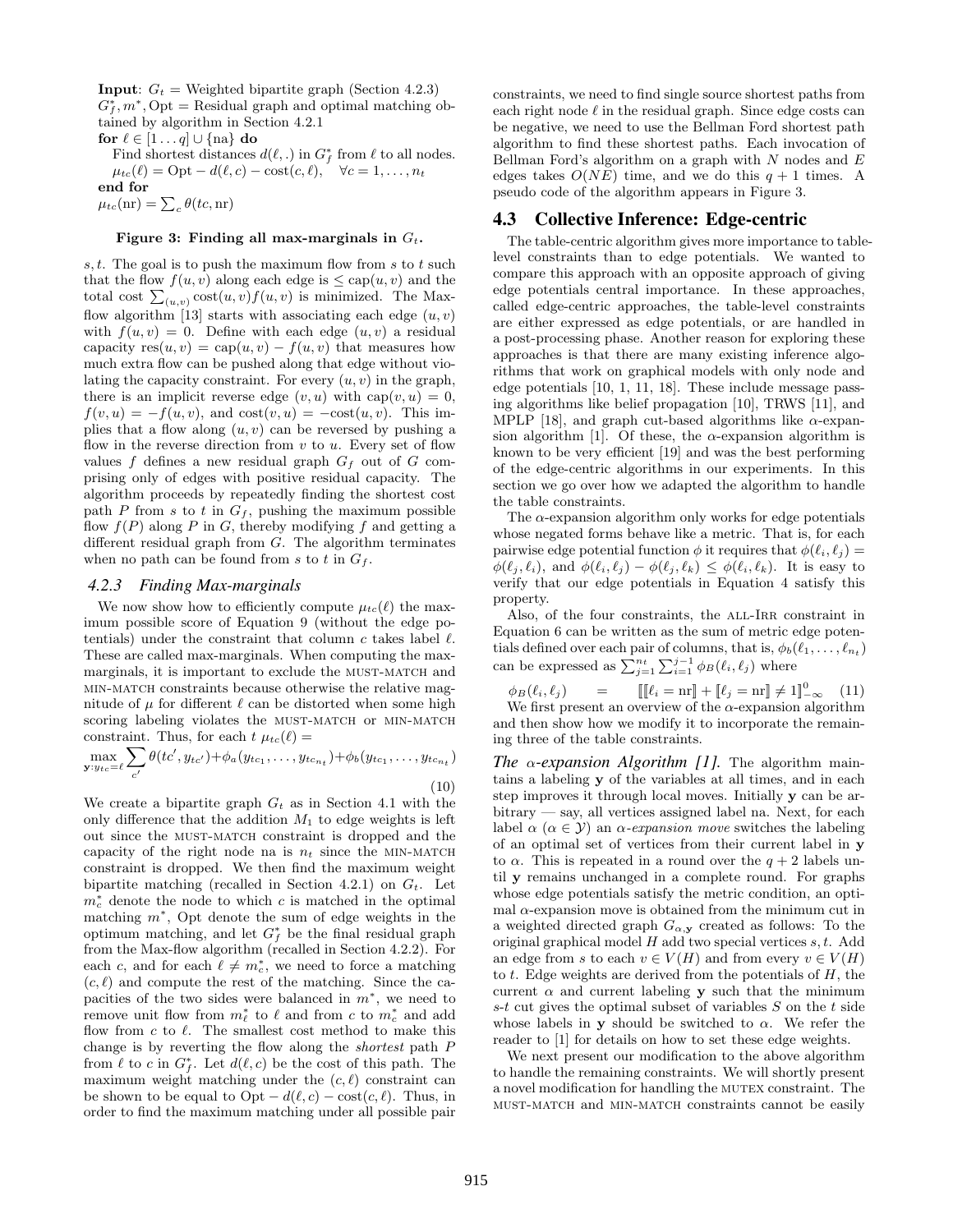**Input**: $G_t$ = Weighted bipartite graph (Section 4.2.3)
$G_f^*, m^*, \text{Opt}$ = Residual graph and optimal matching obtained by algorithm in Section 4.2.1
**for** $\ell \in [1 \ldots q] \cup \{\text{na}\}$ **do**
Find shortest distances $d(\ell, .)$ in $G_f^*$ from $\ell$ to all nodes.
$\mu_{tc}(\ell) = \text{Opt} - d(\ell, c) - \text{cost}(c, \ell), \quad \forall c = 1, \ldots, n_t$
**end for**
$\mu_{tc}(\text{nr}) = \sum_c \theta(tc, \text{nr})$

**Figure 3: Finding all max-marginals in $G_t$.**

$s, t$. The goal is to push the maximum flow from $s$ to $t$ such that the flow $f(u, v)$ along each edge is $\leq \text{cap}(u, v)$ and the total cost $\sum_{(u,v)} \text{cost}(u, v) f(u, v)$ is minimized. The Maxflow algorithm [13] starts with associating each edge $(u, v)$ with $f(u, v) = 0$. Define with each edge $(u, v)$ a residual capacity $\text{res}(u, v) = \text{cap}(u, v) - f(u, v)$ that measures how much extra flow can be pushed along that edge without violating the capacity constraint. For every $(u, v)$ in the graph, there is an implicit reverse edge $(v, u)$ with $\text{cap}(v, u) = 0$, $f(v, u) = -f(u, v)$, and $\text{cost}(v, u) = -\text{cost}(u, v)$. This implies that a flow along $(u, v)$ can be reversed by pushing a flow in the reverse direction from $v$ to $u$. Every set of flow values $f$ defines a new residual graph $G_f$ out of $G$ comprising only of edges with positive residual capacity. The algorithm proceeds by repeatedly finding the shortest cost path $P$ from $s$ to $t$ in $G_f$, pushing the maximum possible flow $f(P)$ along $P$ in $G$, thereby modifying $f$ and getting a different residual graph from $G$. The algorithm terminates when no path can be found from $s$ to $t$ in $G_f$.

#### 4.2.3 Finding Max-marginals

We now show how to efficiently compute $\mu_{tc}(\ell)$ the maximum possible score of Equation 9 (without the edge potentials) under the constraint that column $c$ takes label $\ell$. These are called max-marginals. When computing the max-marginals, it is important to exclude the MUST-MATCH and MIN-MATCH constraints because otherwise the relative magnitude of $\mu$ for different $\ell$ can be distorted when some high scoring labeling violates the MUST-MATCH or MIN-MATCH constraint. Thus, for each $t$ $\mu_{tc}(\ell) =$

$$\max_{\mathbf{y}: y_{tc} = \ell} \sum_{c'} \theta(tc', y_{tc'}) + \phi_a(y_{tc_1}, \ldots, y_{tc_{n_t}}) + \phi_b(y_{tc_1}, \ldots, y_{tc_{n_t}}) \quad (10)$$

We create a bipartite graph $G_t$ as in Section 4.1 with the only difference that the addition $M_1$ to edge weights is left out since the MUST-MATCH constraint is dropped and the capacity of the right node na is $n_t$ since the MIN-MATCH constraint is dropped. We then find the maximum weight bipartite matching (recalled in Section 4.2.1) on $G_t$. Let $m_c^*$ denote the node to which $c$ is matched in the optimal matching $m^*$, Opt denote the sum of edge weights in the optimum matching, and let $G_f^*$ be the final residual graph from the Max-flow algorithm (recalled in Section 4.2.2). For each $c$, and for each $\ell \neq m_c^*$, we need to force a matching $(c, \ell)$ and compute the rest of the matching. Since the capacities of the two sides were balanced in $m^*$, we need to remove unit flow from $m_\ell^*$ to $\ell$ and from $c$ to $m_c^*$ and add flow from $c$ to $\ell$. The smallest cost method to make this change is by reverting the flow along the *shortest* path $P$ from $\ell$ to $c$ in $G_f^*$. Let $d(\ell, c)$ be the cost of this path. The maximum weight matching under the $(c, \ell)$ constraint can be shown to be equal to $\text{Opt} - d(\ell, c) - \text{cost}(c, \ell)$. Thus, in order to find the maximum matching under all possible pair constraints, we need to find single source shortest paths from each right node $\ell$ in the residual graph. Since edge costs can be negative, we need to use the Bellman Ford shortest path algorithm to find these shortest paths. Each invocation of Bellman Ford's algorithm on a graph with $N$ nodes and $E$ edges takes $O(NE)$ time, and we do this $q + 1$ times. A pseudo code of the algorithm appears in Figure 3.

### 4.3 Collective Inference: Edge-centric

The table-centric algorithm gives more importance to table-level constraints than to edge potentials. We wanted to compare this approach with an opposite approach of giving edge potentials central importance. In these approaches, called edge-centric approaches, the table-level constraints are either expressed as edge potentials, or are handled in a post-processing phase. Another reason for exploring these approaches is that there are many existing inference algorithms that work on graphical models with only node and edge potentials [10, 1, 11, 18]. These include message passing algorithms like belief propagation [10], TRWS [11], and MPLP [18], and graph cut-based algorithms like $\alpha$-expansion algorithm [1]. Of these, the $\alpha$-expansion algorithm is known to be very efficient [19] and was the best performing of the edge-centric algorithms in our experiments. In this section we go over how we adapted the algorithm to handle the table constraints.

The $\alpha$-expansion algorithm only works for edge potentials whose negated forms behave like a metric. That is, for each pairwise edge potential function $\phi$ it requires that $\phi(\ell_i, \ell_j) = \phi(\ell_j, \ell_i)$, and $\phi(\ell_i, \ell_j) - \phi(\ell_j, \ell_k) \leq \phi(\ell_i, \ell_k)$. It is easy to verify that our edge potentials in Equation 4 satisfy this property.

Also, of the four constraints, the ALL-IRR constraint in Equation 6 can be written as the sum of metric edge potentials defined over each pair of columns, that is, $\phi_b(\ell_1, \ldots, \ell_{n_t})$ can be expressed as $\sum_{j=1}^{n_t} \sum_{i=1}^{j-1} \phi_B(\ell_i, \ell_j)$ where

$$\phi_B(\ell_i, \ell_j) \quad = \quad [\![ [\![\ell_i = \text{nr}]\!] + [\![\ell_j = \text{nr}]\!] \neq 1 ]\!]_{-\infty}^{0} \quad (11)$$

We first present an overview of the $\alpha$-expansion algorithm and then show how we modify it to incorporate the remaining three of the table constraints.

***The $\alpha$-expansion Algorithm [1].*** The algorithm maintains a labeling $\mathbf{y}$ of the variables at all times, and in each step improves it through local moves. Initially $\mathbf{y}$ can be arbitrary — say, all vertices assigned label na. Next, for each label $\alpha$ ($\alpha \in \mathcal{Y}$) an *$\alpha$-expansion move* switches the labeling of an optimal set of vertices from their current label in $\mathbf{y}$ to $\alpha$. This is repeated in a round over the $q + 2$ labels until $\mathbf{y}$ remains unchanged in a complete round. For graphs whose edge potentials satisfy the metric condition, an optimal $\alpha$-expansion move is obtained from the minimum cut in a weighted directed graph $G_{\alpha,\mathbf{y}}$ created as follows: To the original graphical model $H$ add two special vertices $s, t$. Add an edge from $s$ to each $v \in V(H)$ and from every $v \in V(H)$ to $t$. Edge weights are derived from the potentials of $H$, the current $\alpha$ and current labeling $\mathbf{y}$ such that the minimum $s$-$t$ cut gives the optimal subset of variables $S$ on the $t$ side whose labels in $\mathbf{y}$ should be switched to $\alpha$. We refer the reader to [1] for details on how to set these edge weights.

We next present our modification to the above algorithm to handle the remaining constraints. We will shortly present a novel modification for handling the MUTEX constraint. The MUST-MATCH and MIN-MATCH constraints cannot be easily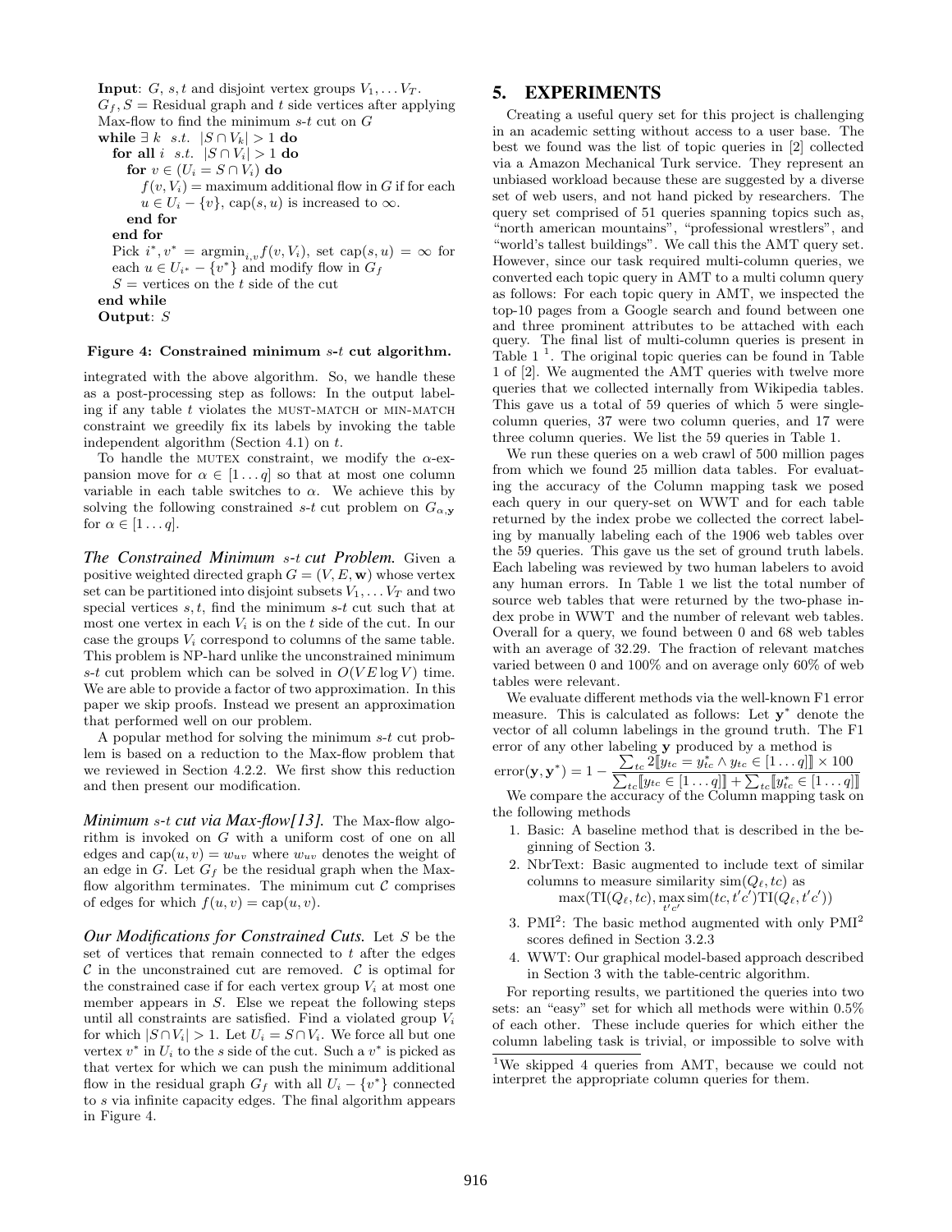**Input**: $G$, $s, t$ and disjoint vertex groups $V_1, \ldots V_T$.
$G_f, S$ = Residual graph and $t$ side vertices after applying Max-flow to find the minimum $s$-$t$ cut on $G$
**while** $\exists\ k\ \ s.t.\ \ |S \cap V_k| > 1$ **do**
  **for all** $i\ \ s.t.\ \ |S \cap V_i| > 1$ **do**
    **for** $v \in (U_i = S \cap V_i)$ **do**
      $f(v, V_i)$ = maximum additional flow in $G$ if for each $u \in U_i - \{v\}$, cap$(s, u)$ is increased to $\infty$.
    **end for**
  **end for**
  Pick $i^*, v^* = \text{argmin}_{i,v} f(v, V_i)$, set cap$(s, u) = \infty$ for each $u \in U_{i^*} - \{v^*\}$ and modify flow in $G_f$
  $S$ = vertices on the $t$ side of the cut
**end while**
**Output**: $S$

**Figure 4: Constrained minimum $s$-$t$ cut algorithm.**

integrated with the above algorithm. So, we handle these as a post-processing step as follows: In the output labeling if any table $t$ violates the MUST-MATCH or MIN-MATCH constraint we greedily fix its labels by invoking the table independent algorithm (Section 4.1) on $t$.

To handle the MUTEX constraint, we modify the $\alpha$-expansion move for $\alpha \in [1 \ldots q]$ so that at most one column variable in each table switches to $\alpha$. We achieve this by solving the following constrained $s$-$t$ cut problem on $G_{\alpha,\mathbf{y}}$ for $\alpha \in [1 \ldots q]$.

***The Constrained Minimum $s$-$t$ cut Problem.*** Given a positive weighted directed graph $G = (V, E, \mathbf{w})$ whose vertex set can be partitioned into disjoint subsets $V_1, \ldots V_T$ and two special vertices $s, t$, find the minimum $s$-$t$ cut such that at most one vertex in each $V_i$ is on the $t$ side of the cut. In our case the groups $V_i$ correspond to columns of the same table. This problem is NP-hard unlike the unconstrained minimum $s$-$t$ cut problem which can be solved in $O(VE \log V)$ time. We are able to provide a factor of two approximation. In this paper we skip proofs. Instead we present an approximation that performed well on our problem.

A popular method for solving the minimum $s$-$t$ cut problem is based on a reduction to the Max-flow problem that we reviewed in Section 4.2.2. We first show this reduction and then present our modification.

***Minimum $s$-$t$ cut via Max-flow[13].*** The Max-flow algorithm is invoked on $G$ with a uniform cost of one on all edges and $\text{cap}(u, v) = w_{uv}$ where $w_{uv}$ denotes the weight of an edge in $G$. Let $G_f$ be the residual graph when the Max-flow algorithm terminates. The minimum cut $\mathcal{C}$ comprises of edges for which $f(u, v) = \text{cap}(u, v)$.

***Our Modifications for Constrained Cuts.*** Let $S$ be the set of vertices that remain connected to $t$ after the edges $\mathcal{C}$ in the unconstrained cut are removed. $\mathcal{C}$ is optimal for the constrained case if for each vertex group $V_i$ at most one member appears in $S$. Else we repeat the following steps until all constraints are satisfied. Find a violated group $V_i$ for which $|S \cap V_i| > 1$. Let $U_i = S \cap V_i$. We force all but one vertex $v^*$ in $U_i$ to the $s$ side of the cut. Such a $v^*$ is picked as that vertex for which we can push the minimum additional flow in the residual graph $G_f$ with all $U_i - \{v^*\}$ connected to $s$ via infinite capacity edges. The final algorithm appears in Figure 4.

# 5. EXPERIMENTS

Creating a useful query set for this project is challenging in an academic setting without access to a user base. The best we found was the list of topic queries in [2] collected via a Amazon Mechanical Turk service. They represent an unbiased workload because these are suggested by a diverse set of web users, and not hand picked by researchers. The query set comprised of 51 queries spanning topics such as, "north american mountains", "professional wrestlers", and "world's tallest buildings". We call this the AMT query set. However, since our task required multi-column queries, we converted each topic query in AMT to a multi column query as follows: For each topic query in AMT, we inspected the top-10 pages from a Google search and found between one and three prominent attributes to be attached with each query. The final list of multi-column queries is present in Table 1 [1]. The original topic queries can be found in Table 1 of [2]. We augmented the AMT queries with twelve more queries that we collected internally from Wikipedia tables. This gave us a total of 59 queries of which 5 were single-column queries, 37 were two column queries, and 17 were three column queries. We list the 59 queries in Table 1.

We run these queries on a web crawl of 500 million pages from which we found 25 million data tables. For evaluating the accuracy of the Column mapping task we posed each query in our query-set on WWT and for each table returned by the index probe we collected the correct labeling by manually labeling each of the 1906 web tables over the 59 queries. This gave us the set of ground truth labels. Each labeling was reviewed by two human labelers to avoid any human errors. In Table 1 we list the total number of source web tables that were returned by the two-phase index probe in WWT and the number of relevant web tables. Overall for a query, we found between 0 and 68 web tables with an average of 32.29. The fraction of relevant matches varied between 0 and 100% and on average only 60% of web tables were relevant.

We evaluate different methods via the well-known F1 error measure. This is calculated as follows: Let $\mathbf{y}^*$ denote the vector of all column labelings in the ground truth. The F1 error of any other labeling $\mathbf{y}$ produced by a method is

$$\text{error}(\mathbf{y}, \mathbf{y}^*) = 1 - \frac{\sum_{tc} 2[\![y_{tc} = y^*_{tc} \wedge y_{tc} \in [1 \ldots q]]\!] \times 100}{\sum_{tc} [\![y_{tc} \in [1 \ldots q]]\!] + \sum_{tc} [\![y^*_{tc} \in [1 \ldots q]]\!]}$$

We compare the accuracy of the Column mapping task on the following methods

1. Basic: A baseline method that is described in the beginning of Section 3.
2. NbrText: Basic augmented to include text of similar columns to measure similarity $\text{sim}(Q_\ell, tc)$ as $\max(\text{TI}(Q_\ell, tc), \max_{t'c'} \text{sim}(tc, t'c')\text{TI}(Q_\ell, t'c'))$
3. PMI$^2$: The basic method augmented with only PMI$^2$ scores defined in Section 3.2.3
4. WWT: Our graphical model-based approach described in Section 3 with the table-centric algorithm.

For reporting results, we partitioned the queries into two sets: an "easy" set for which all methods were within 0.5% of each other. These include queries for which either the column labeling task is trivial, or impossible to solve with

[1] We skipped 4 queries from AMT, because we could not interpret the appropriate column queries for them.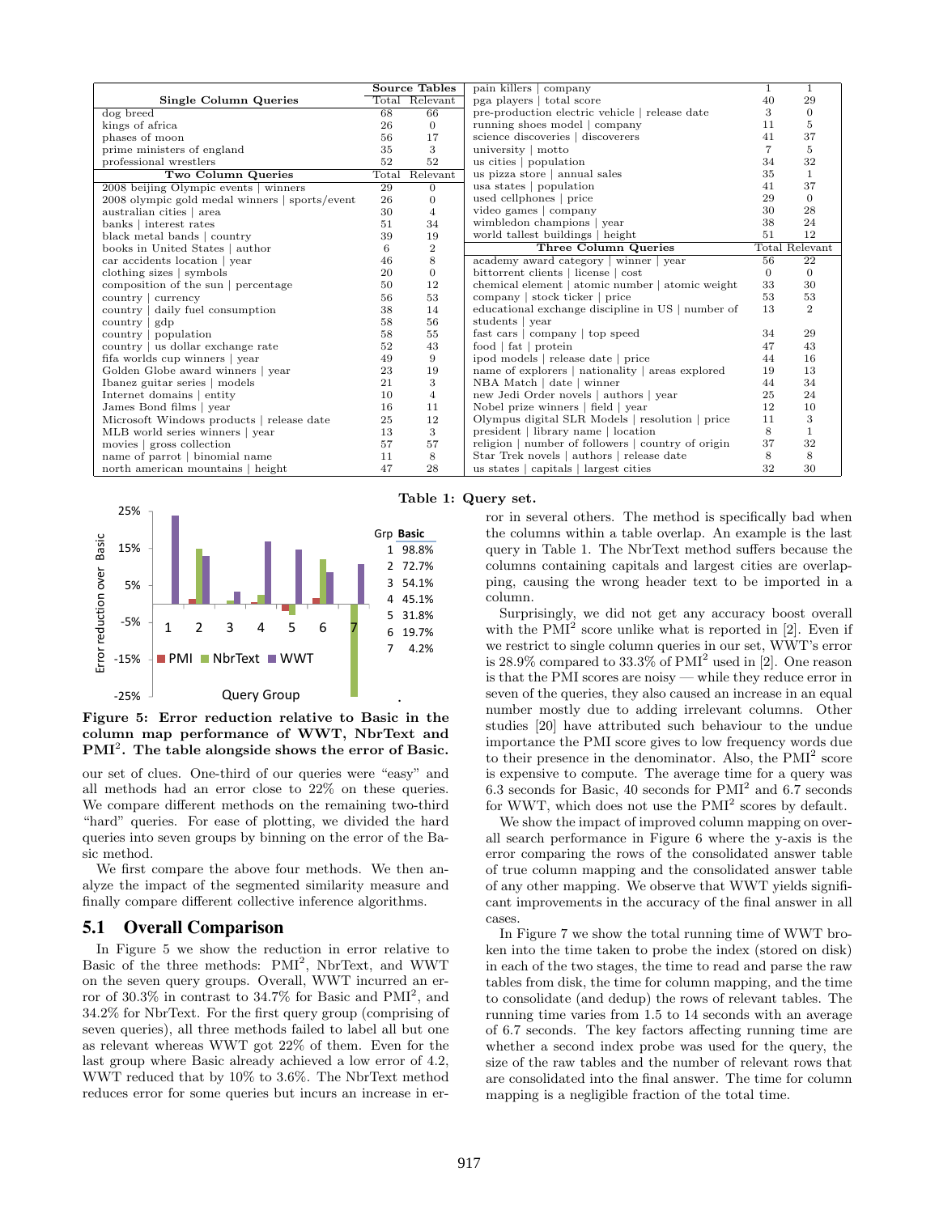| Single Column Queries | Source Tables Total | Relevant |
|---|---|---|
| dog breed | 68 | 66 |
| kings of africa | 26 | 0 |
| phases of moon | 56 | 17 |
| prime ministers of england | 35 | 3 |
| professional wrestlers | 52 | 52 |
| **Two Column Queries** | **Total** | **Relevant** |
| 2008 beijing Olympic events \| winners | 29 | 0 |
| 2008 olympic gold medal winners \| sports/event | 26 | 0 |
| australian cities \| area | 30 | 4 |
| banks \| interest rates | 51 | 34 |
| black metal bands \| country | 39 | 19 |
| books in United States \| author | 6 | 2 |
| car accidents location \| year | 46 | 8 |
| clothing sizes \| symbols | 20 | 0 |
| composition of the sun \| percentage | 50 | 12 |
| country \| currency | 56 | 53 |
| country \| daily fuel consumption | 38 | 14 |
| country \| gdp | 58 | 56 |
| country \| population | 58 | 55 |
| country \| us dollar exchange rate | 52 | 43 |
| fifa worlds cup winners \| year | 49 | 9 |
| Golden Globe award winners \| year | 23 | 19 |
| Ibanez guitar series \| models | 21 | 3 |
| Internet domains \| entity | 10 | 4 |
| James Bond films \| year | 16 | 11 |
| Microsoft Windows products \| release date | 25 | 12 |
| MLB world series winners \| year | 13 | 3 |
| movies \| gross collection | 57 | 57 |
| name of parrot \| binomial name | 11 | 8 |
| north american mountains \| height | 47 | 28 |
| pain killers \| company | 1 | 1 |
| pga players \| total score | 40 | 29 |
| pre-production electric vehicle \| release date | 3 | 0 |
| running shoes model \| company | 11 | 5 |
| science discoveries \| discoverers | 41 | 37 |
| university \| motto | 7 | 5 |
| us cities \| population | 34 | 32 |
| us pizza store \| annual sales | 35 | 1 |
| usa states \| population | 41 | 37 |
| used cellphones \| price | 29 | 0 |
| video games \| company | 30 | 28 |
| wimbledon champions \| year | 38 | 24 |
| world tallest buildings \| height | 51 | 12 |
| **Three Column Queries** | **Total** | **Relevant** |
| academy award category \| winner \| year | 56 | 22 |
| bittorrent clients \| license \| cost | 0 | 0 |
| chemical element \| atomic number \| atomic weight | 33 | 30 |
| company \| stock ticker \| price | 53 | 53 |
| educational exchange discipline in US \| number of students \| year | 13 | 2 |
| fast cars \| company \| top speed | 34 | 29 |
| food \| fat \| protein | 47 | 43 |
| ipod models \| release date \| price | 44 | 16 |
| name of explorers \| nationality \| areas explored | 19 | 13 |
| NBA Match \| date \| winner | 44 | 34 |
| new Jedi Order novels \| authors \| year | 25 | 24 |
| Nobel prize winners \| field \| year | 12 | 10 |
| Olympus digital SLR Models \| resolution \| price | 11 | 3 |
| president \| library name \| location | 8 | 1 |
| religion \| number of followers \| country of origin | 37 | 32 |
| Star Trek novels \| authors \| release date | 8 | 8 |
| us states \| capitals \| largest cities | 32 | 30 |

**Table 1: Query set.**

| Grp | Basic |
|---|---|
| 1 | 98.8% |
| 2 | 72.7% |
| 3 | 54.1% |
| 4 | 45.1% |
| 5 | 31.8% |
| 6 | 19.7% |
| 7 | 4.2% |

**Figure 5: Error reduction relative to Basic in the column map performance of WWT, NbrText and PMI$^2$. The table alongside shows the error of Basic.**

our set of clues. One-third of our queries were "easy" and all methods had an error close to 22% on these queries. We compare different methods on the remaining two-third "hard" queries. For ease of plotting, we divided the hard queries into seven groups by binning on the error of the Basic method.

We first compare the above four methods. We then analyze the impact of the segmented similarity measure and finally compare different collective inference algorithms.

## 5.1 Overall Comparison

In Figure 5 we show the reduction in error relative to Basic of the three methods: PMI$^2$, NbrText, and WWT on the seven query groups. Overall, WWT incurred an error of 30.3% in contrast to 34.7% for Basic and PMI$^2$, and 34.2% for NbrText. For the first query group (comprising of seven queries), all three methods failed to label all but one as relevant whereas WWT got 22% of them. Even for the last group where Basic already achieved a low error of 4.2, WWT reduced that by 10% to 3.6%. The NbrText method reduces error for some queries but incurs an increase in error in several others. The method is specifically bad when the columns within a table overlap. An example is the last query in Table 1. The NbrText method suffers because the columns containing capitals and largest cities are overlapping, causing the wrong header text to be imported in a column.

Surprisingly, we did not get any accuracy boost overall with the PMI$^2$ score unlike what is reported in [2]. Even if we restrict to single column queries in our set, WWT's error is 28.9% compared to 33.3% of PMI$^2$ used in [2]. One reason is that the PMI scores are noisy — while they reduce error in seven of the queries, they also caused an increase in an equal number mostly due to adding irrelevant columns. Other studies [20] have attributed such behaviour to the undue importance the PMI score gives to low frequency words due to their presence in the denominator. Also, the PMI$^2$ score is expensive to compute. The average time for a query was 6.3 seconds for Basic, 40 seconds for PMI$^2$ and 6.7 seconds for WWT, which does not use the PMI$^2$ scores by default.

We show the impact of improved column mapping on overall search performance in Figure 6 where the y-axis is the error comparing the rows of the consolidated answer table of true column mapping and the consolidated answer table of any other mapping. We observe that WWT yields significant improvements in the accuracy of the final answer in all cases.

In Figure 7 we show the total running time of WWT broken into the time taken to probe the index (stored on disk) in each of the two stages, the time to read and parse the raw tables from disk, the time for column mapping, and the time to consolidate (and dedup) the rows of relevant tables. The running time varies from 1.5 to 14 seconds with an average of 6.7 seconds. The key factors affecting running time are whether a second index probe was used for the query, the size of the raw tables and the number of relevant rows that are consolidated into the final answer. The time for column mapping is a negligible fraction of the total time.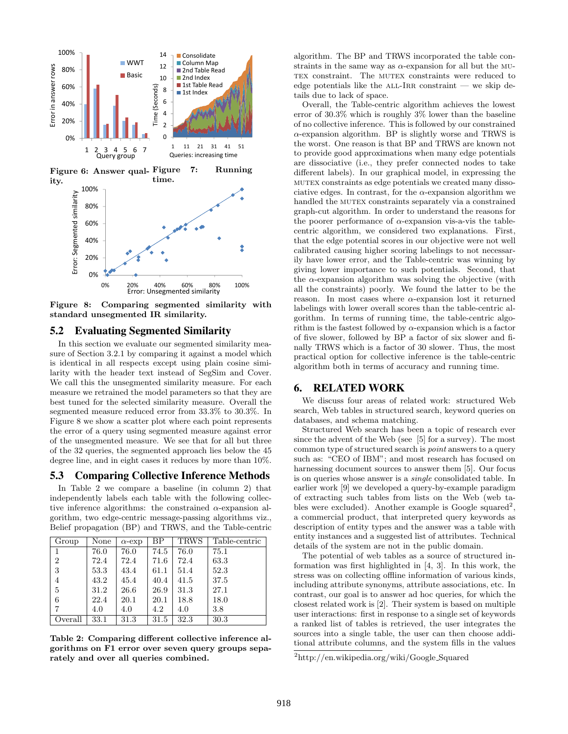Figure 6: Answer quality.

Figure 7: Running time.

Figure 8: Comparing segmented similarity with standard unsegmented IR similarity.

## 5.2 Evaluating Segmented Similarity

In this section we evaluate our segmented similarity measure of Section 3.2.1 by comparing it against a model which is identical in all respects except using plain cosine similarity with the header text instead of SegSim and Cover. We call this the unsegmented similarity measure. For each measure we retrained the model parameters so that they are best tuned for the selected similarity measure. Overall the segmented measure reduced error from 33.3% to 30.3%. In Figure 8 we show a scatter plot where each point represents the error of a query using segmented measure against error of the unsegmented measure. We see that for all but three of the 32 queries, the segmented approach lies below the 45 degree line, and in eight cases it reduces by more than 10%.

## 5.3 Comparing Collective Inference Methods

In Table 2 we compare a baseline (in column 2) that independently labels each table with the following collective inference algorithms: the constrained $\alpha$-expansion algorithm, two edge-centric message-passing algorithms viz., Belief propagation (BP) and TRWS, and the Table-centric

| Group | None | $\alpha$-exp | BP | TRWS | Table-centric |
|---|---|---|---|---|---|
| 1 | 76.0 | 76.0 | 74.5 | 76.0 | 75.1 |
| 2 | 72.4 | 72.4 | 71.6 | 72.4 | 63.3 |
| 3 | 53.3 | 43.4 | 61.1 | 51.4 | 52.3 |
| 4 | 43.2 | 45.4 | 40.4 | 41.5 | 37.5 |
| 5 | 31.2 | 26.6 | 26.9 | 31.3 | 27.1 |
| 6 | 22.4 | 20.1 | 20.1 | 18.8 | 18.0 |
| 7 | 4.0 | 4.0 | 4.2 | 4.0 | 3.8 |
| Overall | 33.1 | 31.3 | 31.5 | 32.3 | 30.3 |

Table 2: Comparing different collective inference algorithms on F1 error over seven query groups separately and over all queries combined.

algorithm. The BP and TRWS incorporated the table constraints in the same way as $\alpha$-expansion for all but the MUTEX constraint. The MUTEX constraints were reduced to edge potentials like the ALL-IRR constraint — we skip details due to lack of space.

Overall, the Table-centric algorithm achieves the lowest error of 30.3% which is roughly 3% lower than the baseline of no collective inference. This is followed by our constrained $\alpha$-expansion algorithm. BP is slightly worse and TRWS is the worst. One reason is that BP and TRWS are known not to provide good approximations when many edge potentials are dissociative (i.e., they prefer connected nodes to take different labels). In our graphical model, in expressing the MUTEX constraints as edge potentials we created many dissociative edges. In contrast, for the $\alpha$-expansion algorithm we handled the MUTEX constraints separately via a constrained graph-cut algorithm. In order to understand the reasons for the poorer performance of $\alpha$-expansion vis-a-vis the table-centric algorithm, we considered two explanations. First, that the edge potential scores in our objective were not well calibrated causing higher scoring labelings to not necessarily have lower error, and the Table-centric was winning by giving lower importance to such potentials. Second, that the $\alpha$-expansion algorithm was solving the objective (with all the constraints) poorly. We found the latter to be the reason. In most cases where $\alpha$-expansion lost it returned labelings with lower overall scores than the table-centric algorithm. In terms of running time, the table-centric algorithm is the fastest followed by $\alpha$-expansion which is a factor of five slower, followed by BP a factor of six slower and finally TRWS which is a factor of 30 slower. Thus, the most practical option for collective inference is the table-centric algorithm both in terms of accuracy and running time.

# 6. RELATED WORK

We discuss four areas of related work: structured Web search, Web tables in structured search, keyword queries on databases, and schema matching.

Structured Web search has been a topic of research ever since the advent of the Web (see [5] for a survey). The most common type of structured search is *point* answers to a query such as: "CEO of IBM"; and most research has focused on harnessing document sources to answer them [5]. Our focus is on queries whose answer is a *single* consolidated table. In earlier work [9] we developed a query-by-example paradigm of extracting such tables from lists on the Web (web tables were excluded). Another example is Google squared[2], a commercial product, that interpreted query keywords as description of entity types and the answer was a table with entity instances and a suggested list of attributes. Technical details of the system are not in the public domain.

The potential of web tables as a source of structured information was first highlighted in [4, 3]. In this work, the stress was on collecting offline information of various kinds, including attribute synonyms, attribute associations, etc. In contrast, our goal is to answer ad hoc queries, for which the closest related work is [2]. Their system is based on multiple user interactions: first in response to a single set of keywords a ranked list of tables is retrieved, the user integrates the sources into a single table, the user can then choose additional attribute columns, and the system fills in the values

[2]http://en.wikipedia.org/wiki/Google_Squared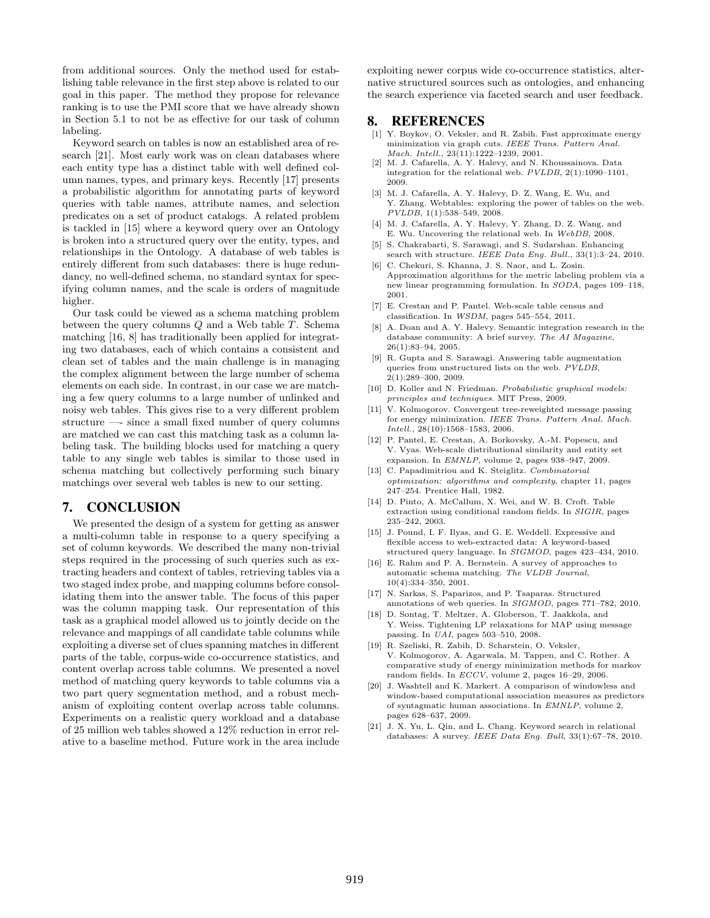from additional sources. Only the method used for establishing table relevance in the first step above is related to our goal in this paper. The method they propose for relevance ranking is to use the PMI score that we have already shown in Section 5.1 to not be as effective for our task of column labeling.

Keyword search on tables is now an established area of research [21]. Most early work was on clean databases where each entity type has a distinct table with well defined column names, types, and primary keys. Recently [17] presents a probabilistic algorithm for annotating parts of keyword queries with table names, attribute names, and selection predicates on a set of product catalogs. A related problem is tackled in [15] where a keyword query over an Ontology is broken into a structured query over the entity, types, and relationships in the Ontology. A database of web tables is entirely different from such databases: there is huge redundancy, no well-defined schema, no standard syntax for specifying column names, and the scale is orders of magnitude higher.

Our task could be viewed as a schema matching problem between the query columns $Q$ and a Web table $T$. Schema matching [16, 8] has traditionally been applied for integrating two databases, each of which contains a consistent and clean set of tables and the main challenge is in managing the complex alignment between the large number of schema elements on each side. In contrast, in our case we are matching a few query columns to a large number of unlinked and noisy web tables. This gives rise to a very different problem structure —- since a small fixed number of query columns are matched we can cast this matching task as a column labeling task. The building blocks used for matching a query table to any single web tables is similar to those used in schema matching but collectively performing such binary matchings over several web tables is new to our setting.

## 7. CONCLUSION

We presented the design of a system for getting as answer a multi-column table in response to a query specifying a set of column keywords. We described the many non-trivial steps required in the processing of such queries such as extracting headers and context of tables, retrieving tables via a two staged index probe, and mapping columns before consolidating them into the answer table. The focus of this paper was the column mapping task. Our representation of this task as a graphical model allowed us to jointly decide on the relevance and mappings of all candidate table columns while exploiting a diverse set of clues spanning matches in different parts of the table, corpus-wide co-occurrence statistics, and content overlap across table columns. We presented a novel method of matching query keywords to table columns via a two part query segmentation method, and a robust mechanism of exploiting content overlap across table columns. Experiments on a realistic query workload and a database of 25 million web tables showed a 12% reduction in error relative to a baseline method. Future work in the area include exploiting newer corpus wide co-occurrence statistics, alternative structured sources such as ontologies, and enhancing the search experience via faceted search and user feedback.

## 8. REFERENCES

[1] Y. Boykov, O. Veksler, and R. Zabih. Fast approximate energy minimization via graph cuts. *IEEE Trans. Pattern Anal. Mach. Intell.*, 23(11):1222–1239, 2001.

[2] M. J. Cafarella, A. Y. Halevy, and N. Khoussainova. Data integration for the relational web. *PVLDB*, 2(1):1090–1101, 2009.

[3] M. J. Cafarella, A. Y. Halevy, D. Z. Wang, E. Wu, and Y. Zhang. Webtables: exploring the power of tables on the web. *PVLDB*, 1(1):538–549, 2008.

[4] M. J. Cafarella, A. Y. Halevy, Y. Zhang, D. Z. Wang, and E. Wu. Uncovering the relational web. In *WebDB*, 2008.

[5] S. Chakrabarti, S. Sarawagi, and S. Sudarshan. Enhancing search with structure. *IEEE Data Eng. Bull.*, 33(1):3–24, 2010.

[6] C. Chekuri, S. Khanna, J. S. Naor, and L. Zosin. Approximation algorithms for the metric labeling problem via a new linear programming formulation. In *SODA*, pages 109–118, 2001.

[7] E. Crestan and P. Pantel. Web-scale table census and classification. In *WSDM*, pages 545–554, 2011.

[8] A. Doan and A. Y. Halevy. Semantic integration research in the database community: A brief survey. *The AI Magazine*, 26(1):83–94, 2005.

[9] R. Gupta and S. Sarawagi. Answering table augmentation queries from unstructured lists on the web. *PVLDB*, 2(1):289–300, 2009.

[10] D. Koller and N. Friedman. *Probabilistic graphical models: principles and techniques*. MIT Press, 2009.

[11] V. Kolmogorov. Convergent tree-reweighted message passing for energy minimization. *IEEE Trans. Pattern Anal. Mach. Intell.*, 28(10):1568–1583, 2006.

[12] P. Pantel, E. Crestan, A. Borkovsky, A.-M. Popescu, and V. Vyas. Web-scale distributional similarity and entity set expansion. In *EMNLP*, volume 2, pages 938–947, 2009.

[13] C. Papadimitriou and K. Steiglitz. *Combinatorial optimization: algorithms and complexity*, chapter 11, pages 247–254. Prentice Hall, 1982.

[14] D. Pinto, A. McCallum, X. Wei, and W. B. Croft. Table extraction using conditional random fields. In *SIGIR*, pages 235–242, 2003.

[15] J. Pound, I. F. Ilyas, and G. E. Weddell. Expressive and flexible access to web-extracted data: A keyword-based structured query language. In *SIGMOD*, pages 423–434, 2010.

[16] E. Rahm and P. A. Bernstein. A survey of approaches to automatic schema matching. *The VLDB Journal*, 10(4):334–350, 2001.

[17] N. Sarkas, S. Paparizos, and P. Tsaparas. Structured annotations of web queries. In *SIGMOD*, pages 771–782, 2010.

[18] D. Sontag, T. Meltzer, A. Globerson, T. Jaakkola, and Y. Weiss. Tightening LP relaxations for MAP using message passing. In *UAI*, pages 503–510, 2008.

[19] R. Szeliski, R. Zabih, D. Scharstein, O. Veksler, V. Kolmogorov, A. Agarwala, M. Tappen, and C. Rother. A comparative study of energy minimization methods for markov random fields. In *ECCV*, volume 2, pages 16–29, 2006.

[20] J. Washtell and K. Markert. A comparison of windowless and window-based computational association measures as predictors of syntagmatic human associations. In *EMNLP*, volume 2, pages 628–637, 2009.

[21] J. X. Yu, L. Qin, and L. Chang. Keyword search in relational databases: A survey. *IEEE Data Eng. Bull*, 33(1):67–78, 2010.